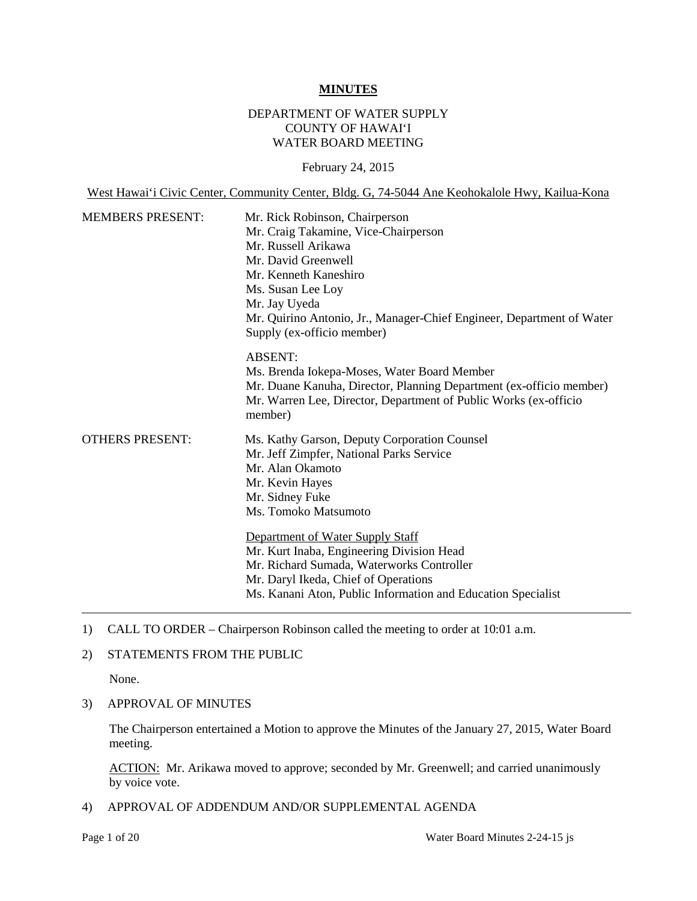# MINUTES

DEPARTMENT OF WATER SUPPLY
COUNTY OF HAWAIʻI
WATER BOARD MEETING

February 24, 2015

West Hawaiʻi Civic Center, Community Center, Bldg. G, 74-5044 Ane Keohokalole Hwy, Kailua-Kona

MEMBERS PRESENT:

Mr. Rick Robinson, Chairperson
Mr. Craig Takamine, Vice-Chairperson
Mr. Russell Arikawa
Mr. David Greenwell
Mr. Kenneth Kaneshiro
Ms. Susan Lee Loy
Mr. Jay Uyeda
Mr. Quirino Antonio, Jr., Manager-Chief Engineer, Department of Water Supply (ex-officio member)

ABSENT:
Ms. Brenda Iokepa-Moses, Water Board Member
Mr. Duane Kanuha, Director, Planning Department (ex-officio member)
Mr. Warren Lee, Director, Department of Public Works (ex-officio member)

OTHERS PRESENT:

Ms. Kathy Garson, Deputy Corporation Counsel
Mr. Jeff Zimpfer, National Parks Service
Mr. Alan Okamoto
Mr. Kevin Hayes
Mr. Sidney Fuke
Ms. Tomoko Matsumoto

Department of Water Supply Staff
Mr. Kurt Inaba, Engineering Division Head
Mr. Richard Sumada, Waterworks Controller
Mr. Daryl Ikeda, Chief of Operations
Ms. Kanani Aton, Public Information and Education Specialist

---

1) CALL TO ORDER – Chairperson Robinson called the meeting to order at 10:01 a.m.

2) STATEMENTS FROM THE PUBLIC

None.

3) APPROVAL OF MINUTES

The Chairperson entertained a Motion to approve the Minutes of the January 27, 2015, Water Board meeting.

ACTION: Mr. Arikawa moved to approve; seconded by Mr. Greenwell; and carried unanimously by voice vote.

4) APPROVAL OF ADDENDUM AND/OR SUPPLEMENTAL AGENDA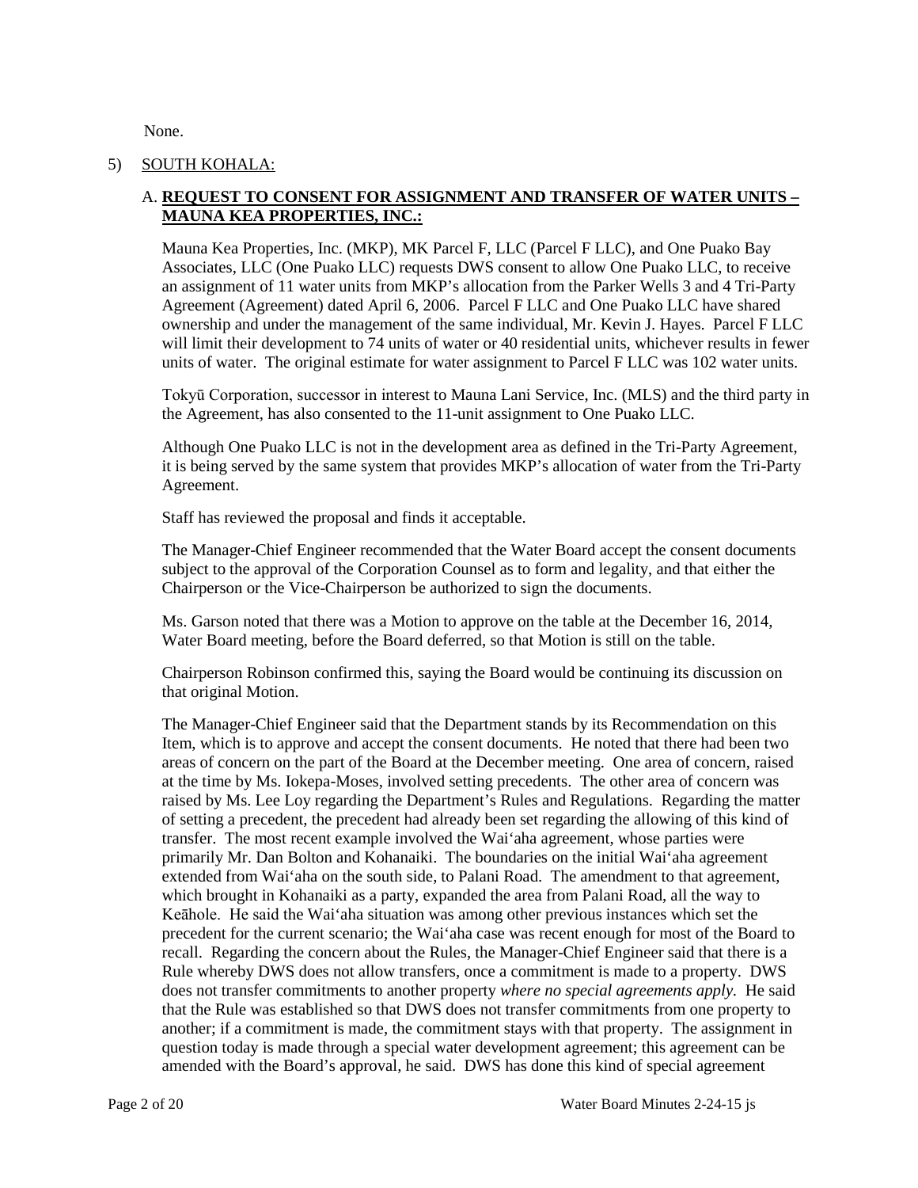None.

5) <u>SOUTH KOHALA:</u>

A. **<u>REQUEST TO CONSENT FOR ASSIGNMENT AND TRANSFER OF WATER UNITS – MAUNA KEA PROPERTIES, INC.:</u>**

Mauna Kea Properties, Inc. (MKP), MK Parcel F, LLC (Parcel F LLC), and One Puako Bay Associates, LLC (One Puako LLC) requests DWS consent to allow One Puako LLC, to receive an assignment of 11 water units from MKP's allocation from the Parker Wells 3 and 4 Tri-Party Agreement (Agreement) dated April 6, 2006. Parcel F LLC and One Puako LLC have shared ownership and under the management of the same individual, Mr. Kevin J. Hayes. Parcel F LLC will limit their development to 74 units of water or 40 residential units, whichever results in fewer units of water. The original estimate for water assignment to Parcel F LLC was 102 water units.

Tokyū Corporation, successor in interest to Mauna Lani Service, Inc. (MLS) and the third party in the Agreement, has also consented to the 11-unit assignment to One Puako LLC.

Although One Puako LLC is not in the development area as defined in the Tri-Party Agreement, it is being served by the same system that provides MKP's allocation of water from the Tri-Party Agreement.

Staff has reviewed the proposal and finds it acceptable.

The Manager-Chief Engineer recommended that the Water Board accept the consent documents subject to the approval of the Corporation Counsel as to form and legality, and that either the Chairperson or the Vice-Chairperson be authorized to sign the documents.

Ms. Garson noted that there was a Motion to approve on the table at the December 16, 2014, Water Board meeting, before the Board deferred, so that Motion is still on the table.

Chairperson Robinson confirmed this, saying the Board would be continuing its discussion on that original Motion.

The Manager-Chief Engineer said that the Department stands by its Recommendation on this Item, which is to approve and accept the consent documents. He noted that there had been two areas of concern on the part of the Board at the December meeting. One area of concern, raised at the time by Ms. Iokepa-Moses, involved setting precedents. The other area of concern was raised by Ms. Lee Loy regarding the Department's Rules and Regulations. Regarding the matter of setting a precedent, the precedent had already been set regarding the allowing of this kind of transfer. The most recent example involved the Waiʻaha agreement, whose parties were primarily Mr. Dan Bolton and Kohanaiki. The boundaries on the initial Waiʻaha agreement extended from Waiʻaha on the south side, to Palani Road. The amendment to that agreement, which brought in Kohanaiki as a party, expanded the area from Palani Road, all the way to Keāhole. He said the Waiʻaha situation was among other previous instances which set the precedent for the current scenario; the Waiʻaha case was recent enough for most of the Board to recall. Regarding the concern about the Rules, the Manager-Chief Engineer said that there is a Rule whereby DWS does not allow transfers, once a commitment is made to a property. DWS does not transfer commitments to another property *where no special agreements apply.* He said that the Rule was established so that DWS does not transfer commitments from one property to another; if a commitment is made, the commitment stays with that property. The assignment in question today is made through a special water development agreement; this agreement can be amended with the Board's approval, he said. DWS has done this kind of special agreement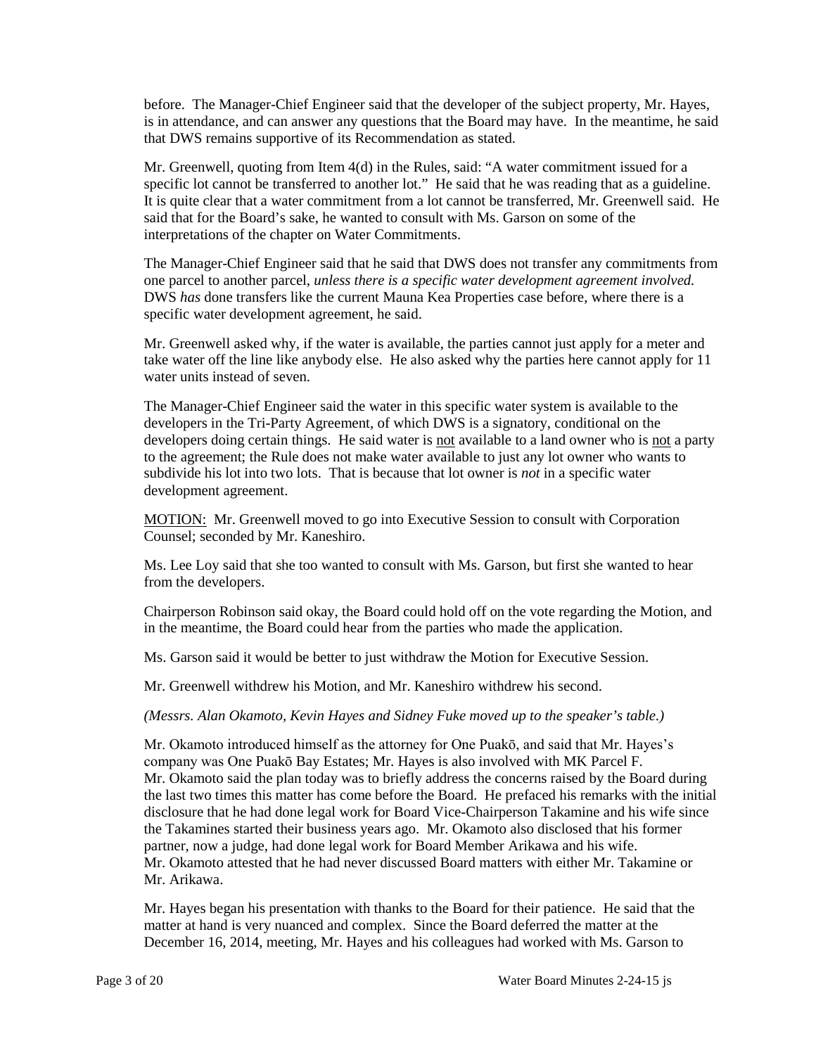before. The Manager-Chief Engineer said that the developer of the subject property, Mr. Hayes, is in attendance, and can answer any questions that the Board may have. In the meantime, he said that DWS remains supportive of its Recommendation as stated.

Mr. Greenwell, quoting from Item 4(d) in the Rules, said: "A water commitment issued for a specific lot cannot be transferred to another lot." He said that he was reading that as a guideline. It is quite clear that a water commitment from a lot cannot be transferred, Mr. Greenwell said. He said that for the Board's sake, he wanted to consult with Ms. Garson on some of the interpretations of the chapter on Water Commitments.

The Manager-Chief Engineer said that he said that DWS does not transfer any commitments from one parcel to another parcel, *unless there is a specific water development agreement involved.* DWS *has* done transfers like the current Mauna Kea Properties case before, where there is a specific water development agreement, he said.

Mr. Greenwell asked why, if the water is available, the parties cannot just apply for a meter and take water off the line like anybody else. He also asked why the parties here cannot apply for 11 water units instead of seven.

The Manager-Chief Engineer said the water in this specific water system is available to the developers in the Tri-Party Agreement, of which DWS is a signatory, conditional on the developers doing certain things. He said water is <u>not</u> available to a land owner who is <u>not</u> a party to the agreement; the Rule does not make water available to just any lot owner who wants to subdivide his lot into two lots. That is because that lot owner is *not* in a specific water development agreement.

<u>MOTION:</u> Mr. Greenwell moved to go into Executive Session to consult with Corporation Counsel; seconded by Mr. Kaneshiro.

Ms. Lee Loy said that she too wanted to consult with Ms. Garson, but first she wanted to hear from the developers.

Chairperson Robinson said okay, the Board could hold off on the vote regarding the Motion, and in the meantime, the Board could hear from the parties who made the application.

Ms. Garson said it would be better to just withdraw the Motion for Executive Session.

Mr. Greenwell withdrew his Motion, and Mr. Kaneshiro withdrew his second.

*(Messrs. Alan Okamoto, Kevin Hayes and Sidney Fuke moved up to the speaker's table.)*

Mr. Okamoto introduced himself as the attorney for One Puakō, and said that Mr. Hayes's company was One Puakō Bay Estates; Mr. Hayes is also involved with MK Parcel F. Mr. Okamoto said the plan today was to briefly address the concerns raised by the Board during the last two times this matter has come before the Board. He prefaced his remarks with the initial disclosure that he had done legal work for Board Vice-Chairperson Takamine and his wife since the Takamines started their business years ago. Mr. Okamoto also disclosed that his former partner, now a judge, had done legal work for Board Member Arikawa and his wife. Mr. Okamoto attested that he had never discussed Board matters with either Mr. Takamine or Mr. Arikawa.

Mr. Hayes began his presentation with thanks to the Board for their patience. He said that the matter at hand is very nuanced and complex. Since the Board deferred the matter at the December 16, 2014, meeting, Mr. Hayes and his colleagues had worked with Ms. Garson to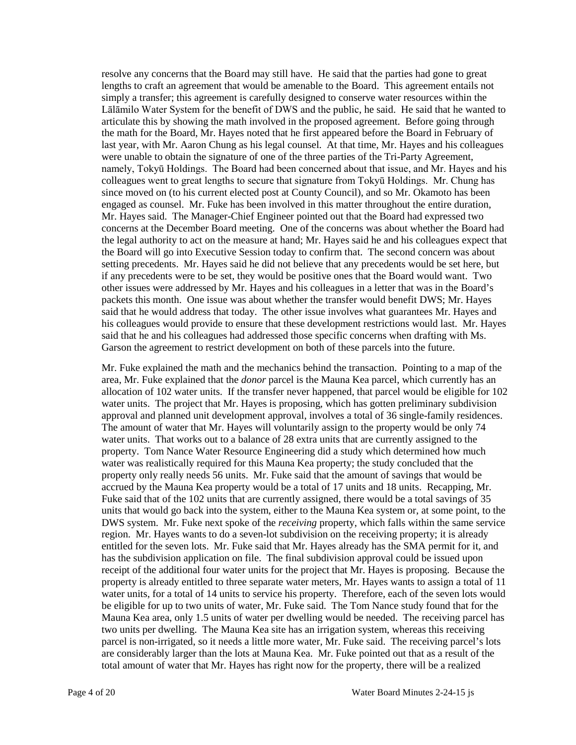resolve any concerns that the Board may still have. He said that the parties had gone to great lengths to craft an agreement that would be amenable to the Board. This agreement entails not simply a transfer; this agreement is carefully designed to conserve water resources within the Lālāmilo Water System for the benefit of DWS and the public, he said. He said that he wanted to articulate this by showing the math involved in the proposed agreement. Before going through the math for the Board, Mr. Hayes noted that he first appeared before the Board in February of last year, with Mr. Aaron Chung as his legal counsel. At that time, Mr. Hayes and his colleagues were unable to obtain the signature of one of the three parties of the Tri-Party Agreement, namely, Tokyū Holdings. The Board had been concerned about that issue, and Mr. Hayes and his colleagues went to great lengths to secure that signature from Tokyū Holdings. Mr. Chung has since moved on (to his current elected post at County Council), and so Mr. Okamoto has been engaged as counsel. Mr. Fuke has been involved in this matter throughout the entire duration, Mr. Hayes said. The Manager-Chief Engineer pointed out that the Board had expressed two concerns at the December Board meeting. One of the concerns was about whether the Board had the legal authority to act on the measure at hand; Mr. Hayes said he and his colleagues expect that the Board will go into Executive Session today to confirm that. The second concern was about setting precedents. Mr. Hayes said he did not believe that any precedents would be set here, but if any precedents were to be set, they would be positive ones that the Board would want. Two other issues were addressed by Mr. Hayes and his colleagues in a letter that was in the Board's packets this month. One issue was about whether the transfer would benefit DWS; Mr. Hayes said that he would address that today. The other issue involves what guarantees Mr. Hayes and his colleagues would provide to ensure that these development restrictions would last. Mr. Hayes said that he and his colleagues had addressed those specific concerns when drafting with Ms. Garson the agreement to restrict development on both of these parcels into the future.

Mr. Fuke explained the math and the mechanics behind the transaction. Pointing to a map of the area, Mr. Fuke explained that the *donor* parcel is the Mauna Kea parcel, which currently has an allocation of 102 water units. If the transfer never happened, that parcel would be eligible for 102 water units. The project that Mr. Hayes is proposing, which has gotten preliminary subdivision approval and planned unit development approval, involves a total of 36 single-family residences. The amount of water that Mr. Hayes will voluntarily assign to the property would be only 74 water units. That works out to a balance of 28 extra units that are currently assigned to the property. Tom Nance Water Resource Engineering did a study which determined how much water was realistically required for this Mauna Kea property; the study concluded that the property only really needs 56 units. Mr. Fuke said that the amount of savings that would be accrued by the Mauna Kea property would be a total of 17 units and 18 units. Recapping, Mr. Fuke said that of the 102 units that are currently assigned, there would be a total savings of 35 units that would go back into the system, either to the Mauna Kea system or, at some point, to the DWS system. Mr. Fuke next spoke of the *receiving* property, which falls within the same service region. Mr. Hayes wants to do a seven-lot subdivision on the receiving property; it is already entitled for the seven lots. Mr. Fuke said that Mr. Hayes already has the SMA permit for it, and has the subdivision application on file. The final subdivision approval could be issued upon receipt of the additional four water units for the project that Mr. Hayes is proposing. Because the property is already entitled to three separate water meters, Mr. Hayes wants to assign a total of 11 water units, for a total of 14 units to service his property. Therefore, each of the seven lots would be eligible for up to two units of water, Mr. Fuke said. The Tom Nance study found that for the Mauna Kea area, only 1.5 units of water per dwelling would be needed. The receiving parcel has two units per dwelling. The Mauna Kea site has an irrigation system, whereas this receiving parcel is non-irrigated, so it needs a little more water, Mr. Fuke said. The receiving parcel's lots are considerably larger than the lots at Mauna Kea. Mr. Fuke pointed out that as a result of the total amount of water that Mr. Hayes has right now for the property, there will be a realized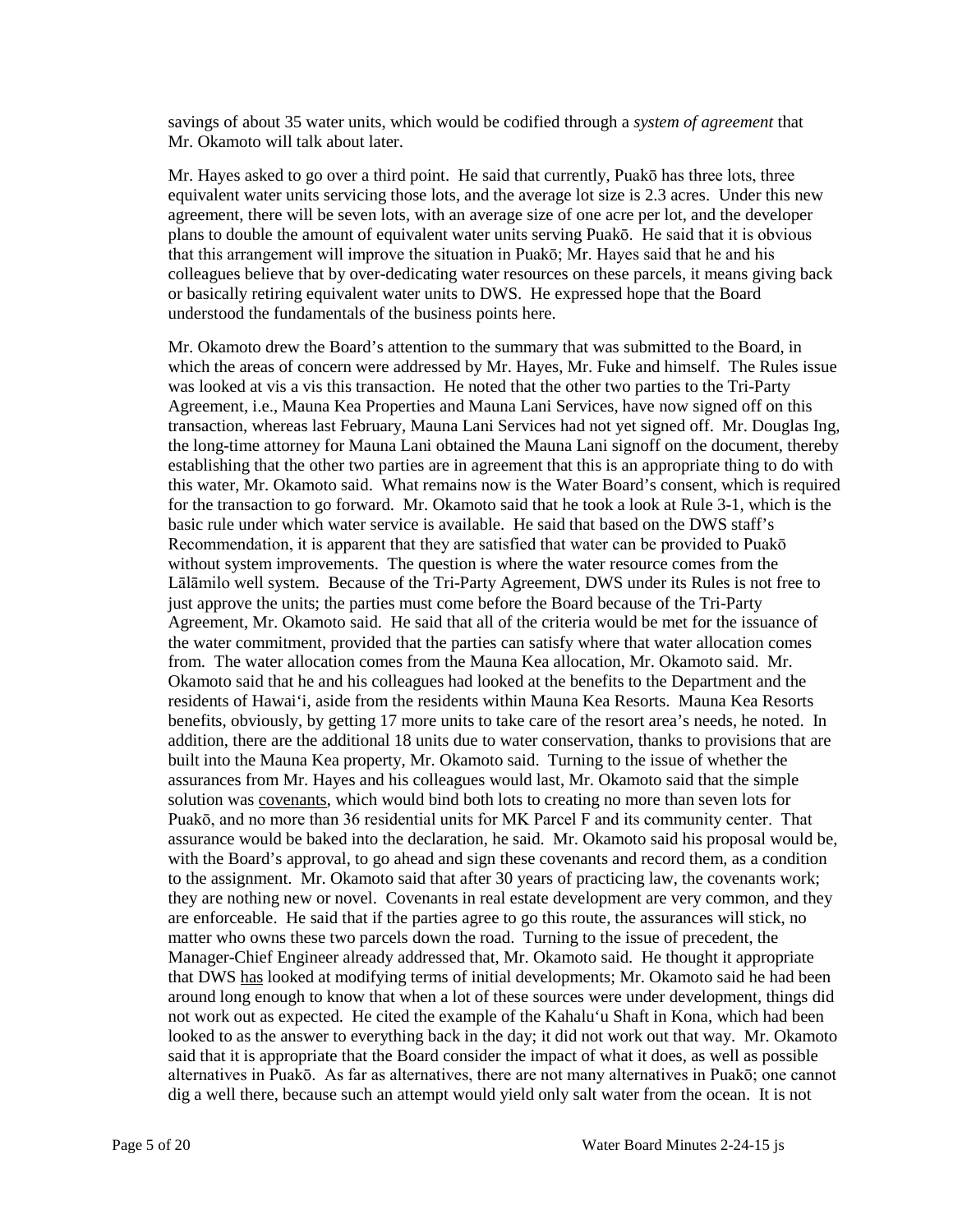savings of about 35 water units, which would be codified through a *system of agreement* that Mr. Okamoto will talk about later.

Mr. Hayes asked to go over a third point. He said that currently, Puakō has three lots, three equivalent water units servicing those lots, and the average lot size is 2.3 acres. Under this new agreement, there will be seven lots, with an average size of one acre per lot, and the developer plans to double the amount of equivalent water units serving Puakō. He said that it is obvious that this arrangement will improve the situation in Puakō; Mr. Hayes said that he and his colleagues believe that by over-dedicating water resources on these parcels, it means giving back or basically retiring equivalent water units to DWS. He expressed hope that the Board understood the fundamentals of the business points here.

Mr. Okamoto drew the Board's attention to the summary that was submitted to the Board, in which the areas of concern were addressed by Mr. Hayes, Mr. Fuke and himself. The Rules issue was looked at vis a vis this transaction. He noted that the other two parties to the Tri-Party Agreement, i.e., Mauna Kea Properties and Mauna Lani Services, have now signed off on this transaction, whereas last February, Mauna Lani Services had not yet signed off. Mr. Douglas Ing, the long-time attorney for Mauna Lani obtained the Mauna Lani signoff on the document, thereby establishing that the other two parties are in agreement that this is an appropriate thing to do with this water, Mr. Okamoto said. What remains now is the Water Board's consent, which is required for the transaction to go forward. Mr. Okamoto said that he took a look at Rule 3-1, which is the basic rule under which water service is available. He said that based on the DWS staff's Recommendation, it is apparent that they are satisfied that water can be provided to Puakō without system improvements. The question is where the water resource comes from the Lālāmilo well system. Because of the Tri-Party Agreement, DWS under its Rules is not free to just approve the units; the parties must come before the Board because of the Tri-Party Agreement, Mr. Okamoto said. He said that all of the criteria would be met for the issuance of the water commitment, provided that the parties can satisfy where that water allocation comes from. The water allocation comes from the Mauna Kea allocation, Mr. Okamoto said. Mr. Okamoto said that he and his colleagues had looked at the benefits to the Department and the residents of Hawai'i, aside from the residents within Mauna Kea Resorts. Mauna Kea Resorts benefits, obviously, by getting 17 more units to take care of the resort area's needs, he noted. In addition, there are the additional 18 units due to water conservation, thanks to provisions that are built into the Mauna Kea property, Mr. Okamoto said. Turning to the issue of whether the assurances from Mr. Hayes and his colleagues would last, Mr. Okamoto said that the simple solution was <u>covenants</u>, which would bind both lots to creating no more than seven lots for Puakō, and no more than 36 residential units for MK Parcel F and its community center. That assurance would be baked into the declaration, he said. Mr. Okamoto said his proposal would be, with the Board's approval, to go ahead and sign these covenants and record them, as a condition to the assignment. Mr. Okamoto said that after 30 years of practicing law, the covenants work; they are nothing new or novel. Covenants in real estate development are very common, and they are enforceable. He said that if the parties agree to go this route, the assurances will stick, no matter who owns these two parcels down the road. Turning to the issue of precedent, the Manager-Chief Engineer already addressed that, Mr. Okamoto said. He thought it appropriate that DWS <u>has</u> looked at modifying terms of initial developments; Mr. Okamoto said he had been around long enough to know that when a lot of these sources were under development, things did not work out as expected. He cited the example of the Kahalu'u Shaft in Kona, which had been looked to as the answer to everything back in the day; it did not work out that way. Mr. Okamoto said that it is appropriate that the Board consider the impact of what it does, as well as possible alternatives in Puakō. As far as alternatives, there are not many alternatives in Puakō; one cannot dig a well there, because such an attempt would yield only salt water from the ocean. It is not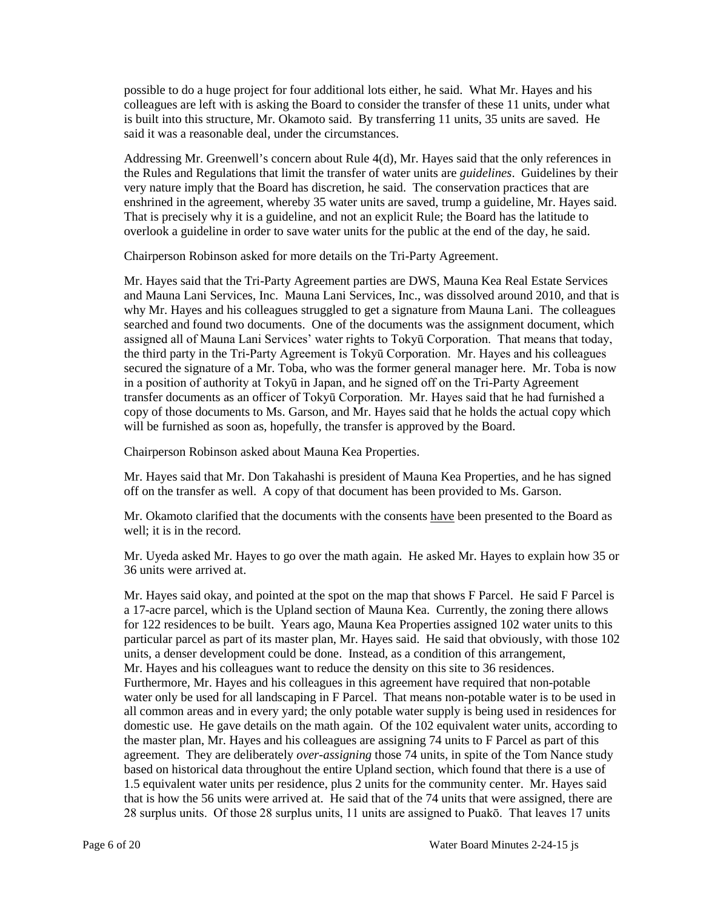possible to do a huge project for four additional lots either, he said. What Mr. Hayes and his colleagues are left with is asking the Board to consider the transfer of these 11 units, under what is built into this structure, Mr. Okamoto said. By transferring 11 units, 35 units are saved. He said it was a reasonable deal, under the circumstances.

Addressing Mr. Greenwell's concern about Rule 4(d), Mr. Hayes said that the only references in the Rules and Regulations that limit the transfer of water units are *guidelines*. Guidelines by their very nature imply that the Board has discretion, he said. The conservation practices that are enshrined in the agreement, whereby 35 water units are saved, trump a guideline, Mr. Hayes said. That is precisely why it is a guideline, and not an explicit Rule; the Board has the latitude to overlook a guideline in order to save water units for the public at the end of the day, he said.

Chairperson Robinson asked for more details on the Tri-Party Agreement.

Mr. Hayes said that the Tri-Party Agreement parties are DWS, Mauna Kea Real Estate Services and Mauna Lani Services, Inc. Mauna Lani Services, Inc., was dissolved around 2010, and that is why Mr. Hayes and his colleagues struggled to get a signature from Mauna Lani. The colleagues searched and found two documents. One of the documents was the assignment document, which assigned all of Mauna Lani Services' water rights to Tokyū Corporation. That means that today, the third party in the Tri-Party Agreement is Tokyū Corporation. Mr. Hayes and his colleagues secured the signature of a Mr. Toba, who was the former general manager here. Mr. Toba is now in a position of authority at Tokyū in Japan, and he signed off on the Tri-Party Agreement transfer documents as an officer of Tokyū Corporation. Mr. Hayes said that he had furnished a copy of those documents to Ms. Garson, and Mr. Hayes said that he holds the actual copy which will be furnished as soon as, hopefully, the transfer is approved by the Board.

Chairperson Robinson asked about Mauna Kea Properties.

Mr. Hayes said that Mr. Don Takahashi is president of Mauna Kea Properties, and he has signed off on the transfer as well. A copy of that document has been provided to Ms. Garson.

Mr. Okamoto clarified that the documents with the consents have been presented to the Board as well; it is in the record.

Mr. Uyeda asked Mr. Hayes to go over the math again. He asked Mr. Hayes to explain how 35 or 36 units were arrived at.

Mr. Hayes said okay, and pointed at the spot on the map that shows F Parcel. He said F Parcel is a 17-acre parcel, which is the Upland section of Mauna Kea. Currently, the zoning there allows for 122 residences to be built. Years ago, Mauna Kea Properties assigned 102 water units to this particular parcel as part of its master plan, Mr. Hayes said. He said that obviously, with those 102 units, a denser development could be done. Instead, as a condition of this arrangement, Mr. Hayes and his colleagues want to reduce the density on this site to 36 residences. Furthermore, Mr. Hayes and his colleagues in this agreement have required that non-potable water only be used for all landscaping in F Parcel. That means non-potable water is to be used in all common areas and in every yard; the only potable water supply is being used in residences for domestic use. He gave details on the math again. Of the 102 equivalent water units, according to the master plan, Mr. Hayes and his colleagues are assigning 74 units to F Parcel as part of this agreement. They are deliberately *over-assigning* those 74 units, in spite of the Tom Nance study based on historical data throughout the entire Upland section, which found that there is a use of 1.5 equivalent water units per residence, plus 2 units for the community center. Mr. Hayes said that is how the 56 units were arrived at. He said that of the 74 units that were assigned, there are 28 surplus units. Of those 28 surplus units, 11 units are assigned to Puakō. That leaves 17 units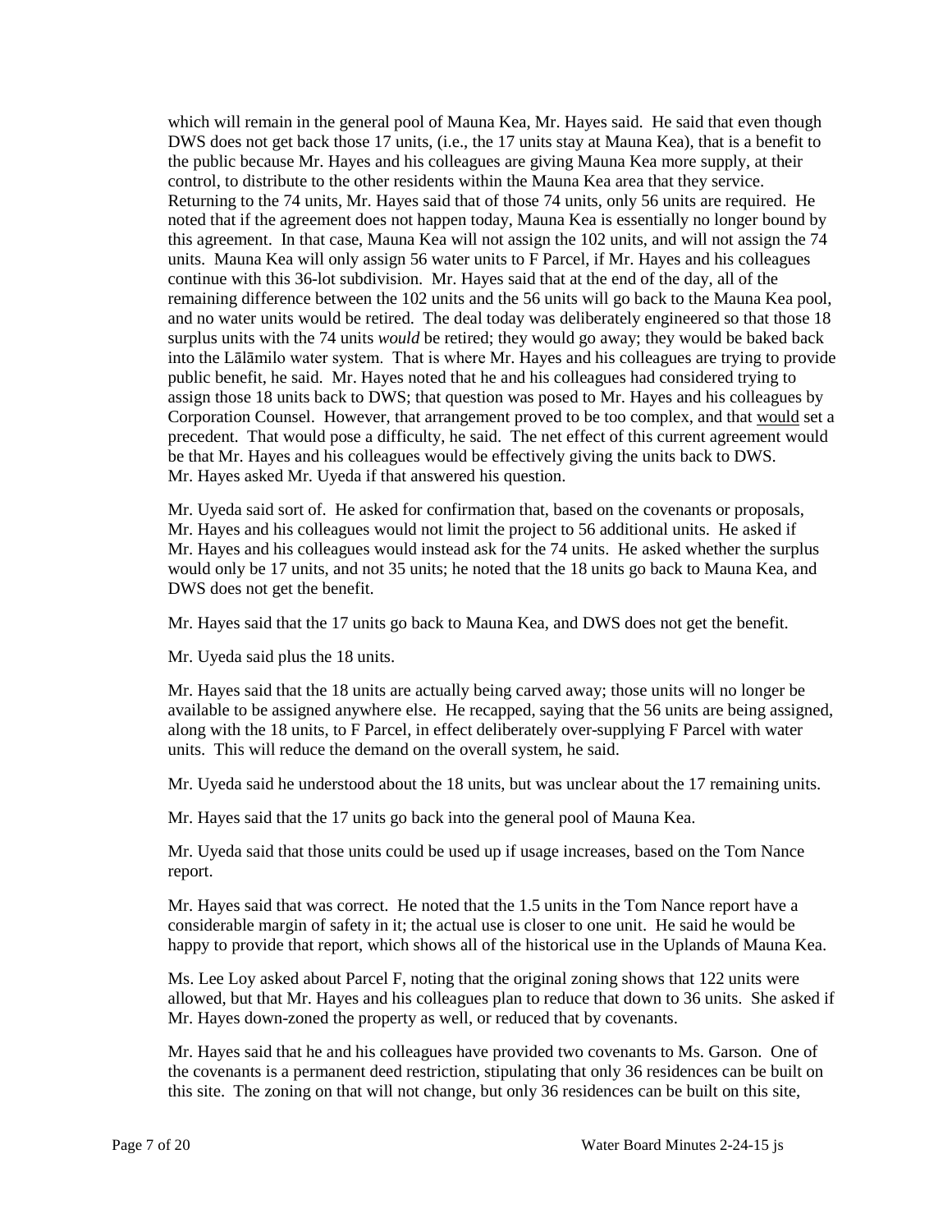which will remain in the general pool of Mauna Kea, Mr. Hayes said. He said that even though DWS does not get back those 17 units, (i.e., the 17 units stay at Mauna Kea), that is a benefit to the public because Mr. Hayes and his colleagues are giving Mauna Kea more supply, at their control, to distribute to the other residents within the Mauna Kea area that they service. Returning to the 74 units, Mr. Hayes said that of those 74 units, only 56 units are required. He noted that if the agreement does not happen today, Mauna Kea is essentially no longer bound by this agreement. In that case, Mauna Kea will not assign the 102 units, and will not assign the 74 units. Mauna Kea will only assign 56 water units to F Parcel, if Mr. Hayes and his colleagues continue with this 36-lot subdivision. Mr. Hayes said that at the end of the day, all of the remaining difference between the 102 units and the 56 units will go back to the Mauna Kea pool, and no water units would be retired. The deal today was deliberately engineered so that those 18 surplus units with the 74 units *would* be retired; they would go away; they would be baked back into the Lālāmilo water system. That is where Mr. Hayes and his colleagues are trying to provide public benefit, he said. Mr. Hayes noted that he and his colleagues had considered trying to assign those 18 units back to DWS; that question was posed to Mr. Hayes and his colleagues by Corporation Counsel. However, that arrangement proved to be too complex, and that <u>would</u> set a precedent. That would pose a difficulty, he said. The net effect of this current agreement would be that Mr. Hayes and his colleagues would be effectively giving the units back to DWS. Mr. Hayes asked Mr. Uyeda if that answered his question.

Mr. Uyeda said sort of. He asked for confirmation that, based on the covenants or proposals, Mr. Hayes and his colleagues would not limit the project to 56 additional units. He asked if Mr. Hayes and his colleagues would instead ask for the 74 units. He asked whether the surplus would only be 17 units, and not 35 units; he noted that the 18 units go back to Mauna Kea, and DWS does not get the benefit.

Mr. Hayes said that the 17 units go back to Mauna Kea, and DWS does not get the benefit.

Mr. Uyeda said plus the 18 units.

Mr. Hayes said that the 18 units are actually being carved away; those units will no longer be available to be assigned anywhere else. He recapped, saying that the 56 units are being assigned, along with the 18 units, to F Parcel, in effect deliberately over-supplying F Parcel with water units. This will reduce the demand on the overall system, he said.

Mr. Uyeda said he understood about the 18 units, but was unclear about the 17 remaining units.

Mr. Hayes said that the 17 units go back into the general pool of Mauna Kea.

Mr. Uyeda said that those units could be used up if usage increases, based on the Tom Nance report.

Mr. Hayes said that was correct. He noted that the 1.5 units in the Tom Nance report have a considerable margin of safety in it; the actual use is closer to one unit. He said he would be happy to provide that report, which shows all of the historical use in the Uplands of Mauna Kea.

Ms. Lee Loy asked about Parcel F, noting that the original zoning shows that 122 units were allowed, but that Mr. Hayes and his colleagues plan to reduce that down to 36 units. She asked if Mr. Hayes down-zoned the property as well, or reduced that by covenants.

Mr. Hayes said that he and his colleagues have provided two covenants to Ms. Garson. One of the covenants is a permanent deed restriction, stipulating that only 36 residences can be built on this site. The zoning on that will not change, but only 36 residences can be built on this site,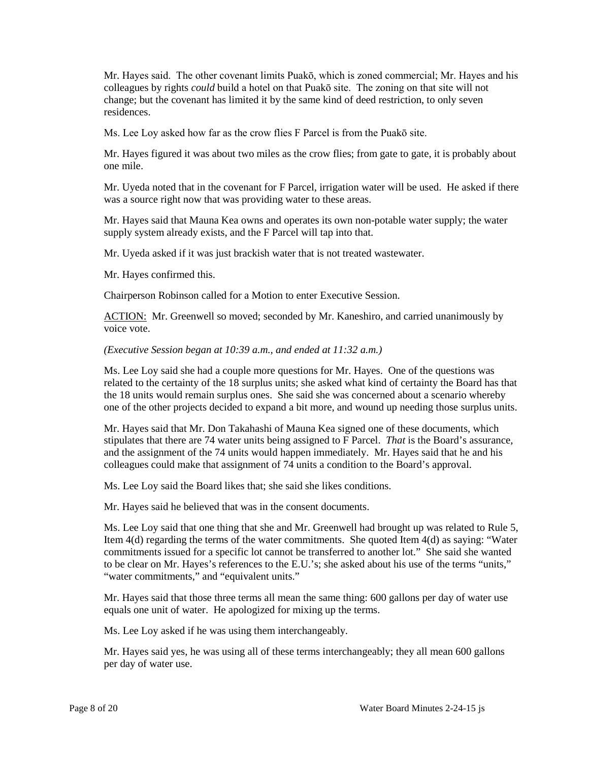Mr. Hayes said. The other covenant limits Puakō, which is zoned commercial; Mr. Hayes and his colleagues by rights *could* build a hotel on that Puakō site. The zoning on that site will not change; but the covenant has limited it by the same kind of deed restriction, to only seven residences.

Ms. Lee Loy asked how far as the crow flies F Parcel is from the Puakō site.

Mr. Hayes figured it was about two miles as the crow flies; from gate to gate, it is probably about one mile.

Mr. Uyeda noted that in the covenant for F Parcel, irrigation water will be used. He asked if there was a source right now that was providing water to these areas.

Mr. Hayes said that Mauna Kea owns and operates its own non-potable water supply; the water supply system already exists, and the F Parcel will tap into that.

Mr. Uyeda asked if it was just brackish water that is not treated wastewater.

Mr. Hayes confirmed this.

Chairperson Robinson called for a Motion to enter Executive Session.

<u>ACTION:</u> Mr. Greenwell so moved; seconded by Mr. Kaneshiro, and carried unanimously by voice vote.

*(Executive Session began at 10:39 a.m., and ended at 11:32 a.m.)*

Ms. Lee Loy said she had a couple more questions for Mr. Hayes. One of the questions was related to the certainty of the 18 surplus units; she asked what kind of certainty the Board has that the 18 units would remain surplus ones. She said she was concerned about a scenario whereby one of the other projects decided to expand a bit more, and wound up needing those surplus units.

Mr. Hayes said that Mr. Don Takahashi of Mauna Kea signed one of these documents, which stipulates that there are 74 water units being assigned to F Parcel. *That* is the Board's assurance, and the assignment of the 74 units would happen immediately. Mr. Hayes said that he and his colleagues could make that assignment of 74 units a condition to the Board's approval.

Ms. Lee Loy said the Board likes that; she said she likes conditions.

Mr. Hayes said he believed that was in the consent documents.

Ms. Lee Loy said that one thing that she and Mr. Greenwell had brought up was related to Rule 5, Item 4(d) regarding the terms of the water commitments. She quoted Item 4(d) as saying: "Water commitments issued for a specific lot cannot be transferred to another lot." She said she wanted to be clear on Mr. Hayes's references to the E.U.'s; she asked about his use of the terms "units," "water commitments," and "equivalent units."

Mr. Hayes said that those three terms all mean the same thing: 600 gallons per day of water use equals one unit of water. He apologized for mixing up the terms.

Ms. Lee Loy asked if he was using them interchangeably.

Mr. Hayes said yes, he was using all of these terms interchangeably; they all mean 600 gallons per day of water use.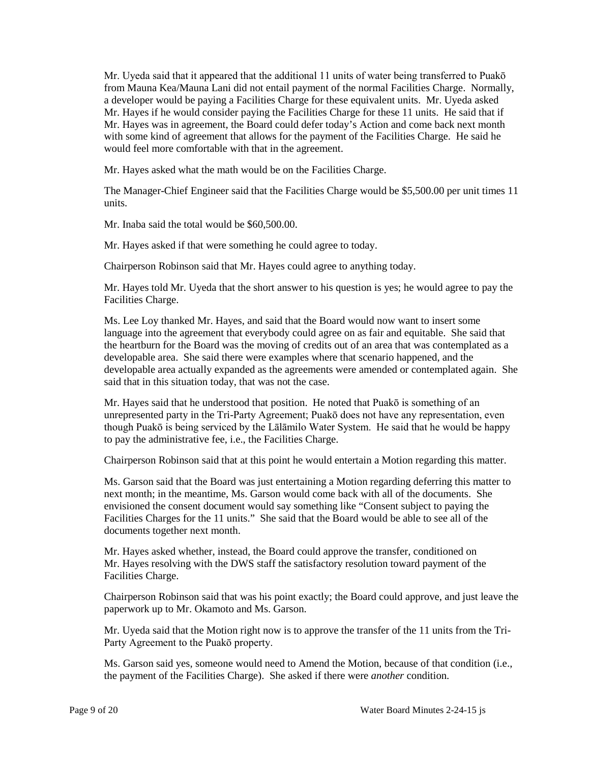Mr. Uyeda said that it appeared that the additional 11 units of water being transferred to Puakō from Mauna Kea/Mauna Lani did not entail payment of the normal Facilities Charge. Normally, a developer would be paying a Facilities Charge for these equivalent units. Mr. Uyeda asked Mr. Hayes if he would consider paying the Facilities Charge for these 11 units. He said that if Mr. Hayes was in agreement, the Board could defer today's Action and come back next month with some kind of agreement that allows for the payment of the Facilities Charge. He said he would feel more comfortable with that in the agreement.

Mr. Hayes asked what the math would be on the Facilities Charge.

The Manager-Chief Engineer said that the Facilities Charge would be $5,500.00 per unit times 11 units.

Mr. Inaba said the total would be $60,500.00.

Mr. Hayes asked if that were something he could agree to today.

Chairperson Robinson said that Mr. Hayes could agree to anything today.

Mr. Hayes told Mr. Uyeda that the short answer to his question is yes; he would agree to pay the Facilities Charge.

Ms. Lee Loy thanked Mr. Hayes, and said that the Board would now want to insert some language into the agreement that everybody could agree on as fair and equitable. She said that the heartburn for the Board was the moving of credits out of an area that was contemplated as a developable area. She said there were examples where that scenario happened, and the developable area actually expanded as the agreements were amended or contemplated again. She said that in this situation today, that was not the case.

Mr. Hayes said that he understood that position. He noted that Puakō is something of an unrepresented party in the Tri-Party Agreement; Puakō does not have any representation, even though Puakō is being serviced by the Lālāmilo Water System. He said that he would be happy to pay the administrative fee, i.e., the Facilities Charge.

Chairperson Robinson said that at this point he would entertain a Motion regarding this matter.

Ms. Garson said that the Board was just entertaining a Motion regarding deferring this matter to next month; in the meantime, Ms. Garson would come back with all of the documents. She envisioned the consent document would say something like "Consent subject to paying the Facilities Charges for the 11 units." She said that the Board would be able to see all of the documents together next month.

Mr. Hayes asked whether, instead, the Board could approve the transfer, conditioned on Mr. Hayes resolving with the DWS staff the satisfactory resolution toward payment of the Facilities Charge.

Chairperson Robinson said that was his point exactly; the Board could approve, and just leave the paperwork up to Mr. Okamoto and Ms. Garson.

Mr. Uyeda said that the Motion right now is to approve the transfer of the 11 units from the Tri-Party Agreement to the Puakō property.

Ms. Garson said yes, someone would need to Amend the Motion, because of that condition (i.e., the payment of the Facilities Charge). She asked if there were *another* condition.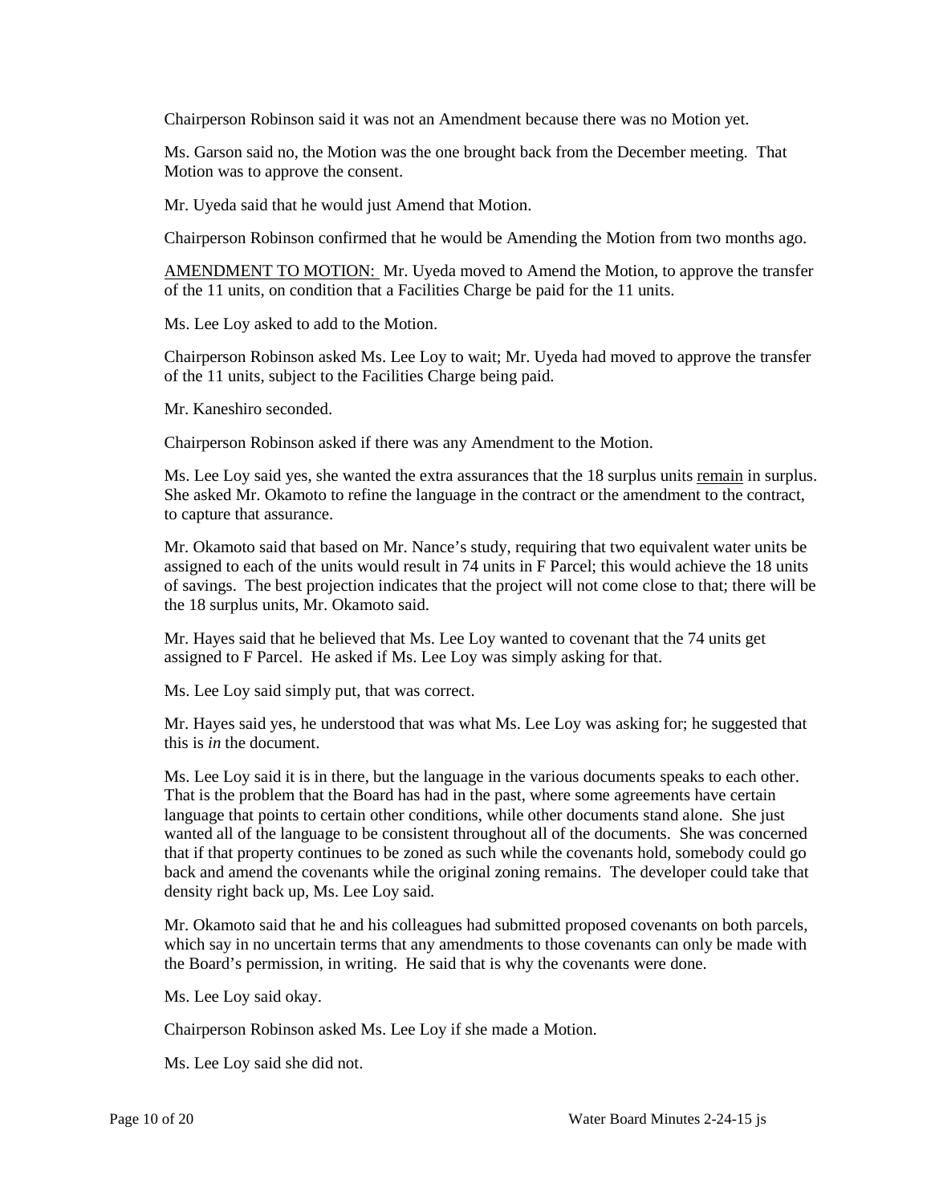Chairperson Robinson said it was not an Amendment because there was no Motion yet.

Ms. Garson said no, the Motion was the one brought back from the December meeting. That Motion was to approve the consent.

Mr. Uyeda said that he would just Amend that Motion.

Chairperson Robinson confirmed that he would be Amending the Motion from two months ago.

<u>AMENDMENT TO MOTION:</u> Mr. Uyeda moved to Amend the Motion, to approve the transfer of the 11 units, on condition that a Facilities Charge be paid for the 11 units.

Ms. Lee Loy asked to add to the Motion.

Chairperson Robinson asked Ms. Lee Loy to wait; Mr. Uyeda had moved to approve the transfer of the 11 units, subject to the Facilities Charge being paid.

Mr. Kaneshiro seconded.

Chairperson Robinson asked if there was any Amendment to the Motion.

Ms. Lee Loy said yes, she wanted the extra assurances that the 18 surplus units <u>remain</u> in surplus. She asked Mr. Okamoto to refine the language in the contract or the amendment to the contract, to capture that assurance.

Mr. Okamoto said that based on Mr. Nance's study, requiring that two equivalent water units be assigned to each of the units would result in 74 units in F Parcel; this would achieve the 18 units of savings. The best projection indicates that the project will not come close to that; there will be the 18 surplus units, Mr. Okamoto said.

Mr. Hayes said that he believed that Ms. Lee Loy wanted to covenant that the 74 units get assigned to F Parcel. He asked if Ms. Lee Loy was simply asking for that.

Ms. Lee Loy said simply put, that was correct.

Mr. Hayes said yes, he understood that was what Ms. Lee Loy was asking for; he suggested that this is *in* the document.

Ms. Lee Loy said it is in there, but the language in the various documents speaks to each other. That is the problem that the Board has had in the past, where some agreements have certain language that points to certain other conditions, while other documents stand alone. She just wanted all of the language to be consistent throughout all of the documents. She was concerned that if that property continues to be zoned as such while the covenants hold, somebody could go back and amend the covenants while the original zoning remains. The developer could take that density right back up, Ms. Lee Loy said.

Mr. Okamoto said that he and his colleagues had submitted proposed covenants on both parcels, which say in no uncertain terms that any amendments to those covenants can only be made with the Board's permission, in writing. He said that is why the covenants were done.

Ms. Lee Loy said okay.

Chairperson Robinson asked Ms. Lee Loy if she made a Motion.

Ms. Lee Loy said she did not.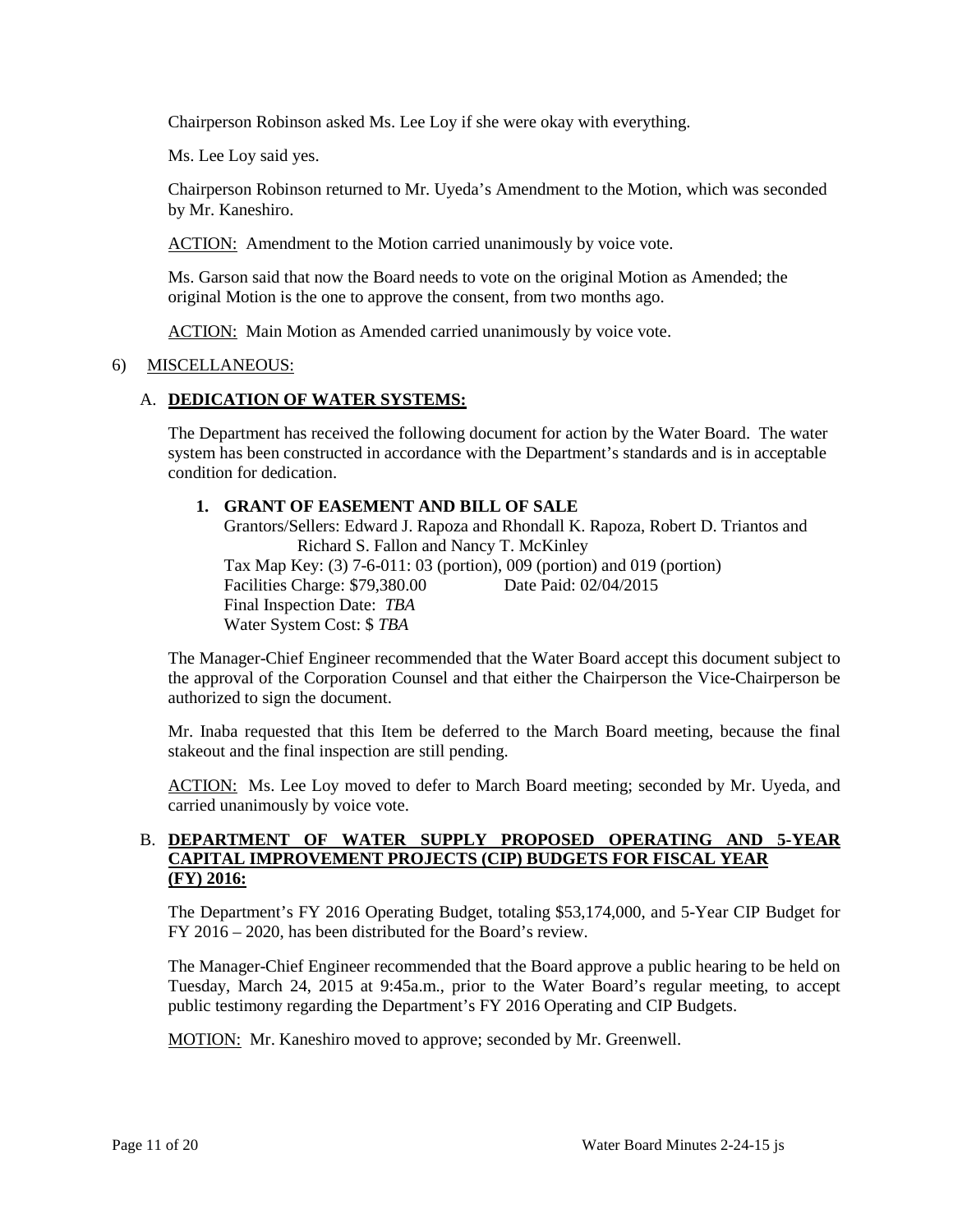Chairperson Robinson asked Ms. Lee Loy if she were okay with everything.

Ms. Lee Loy said yes.

Chairperson Robinson returned to Mr. Uyeda's Amendment to the Motion, which was seconded by Mr. Kaneshiro.

ACTION: Amendment to the Motion carried unanimously by voice vote.

Ms. Garson said that now the Board needs to vote on the original Motion as Amended; the original Motion is the one to approve the consent, from two months ago.

ACTION: Main Motion as Amended carried unanimously by voice vote.

6) MISCELLANEOUS:

A. **DEDICATION OF WATER SYSTEMS:**

The Department has received the following document for action by the Water Board. The water system has been constructed in accordance with the Department's standards and is in acceptable condition for dedication.

**1. GRANT OF EASEMENT AND BILL OF SALE**

Grantors/Sellers: Edward J. Rapoza and Rhondall K. Rapoza, Robert D. Triantos and Richard S. Fallon and Nancy T. McKinley
Tax Map Key: (3) 7-6-011: 03 (portion), 009 (portion) and 019 (portion)
Facilities Charge: $79,380.00 Date Paid: 02/04/2015
Final Inspection Date: *TBA*
Water System Cost: $ *TBA*

The Manager-Chief Engineer recommended that the Water Board accept this document subject to the approval of the Corporation Counsel and that either the Chairperson the Vice-Chairperson be authorized to sign the document.

Mr. Inaba requested that this Item be deferred to the March Board meeting, because the final stakeout and the final inspection are still pending.

ACTION: Ms. Lee Loy moved to defer to March Board meeting; seconded by Mr. Uyeda, and carried unanimously by voice vote.

B. **DEPARTMENT OF WATER SUPPLY PROPOSED OPERATING AND 5-YEAR CAPITAL IMPROVEMENT PROJECTS (CIP) BUDGETS FOR FISCAL YEAR (FY) 2016:**

The Department's FY 2016 Operating Budget, totaling $53,174,000, and 5-Year CIP Budget for FY 2016 – 2020, has been distributed for the Board's review.

The Manager-Chief Engineer recommended that the Board approve a public hearing to be held on Tuesday, March 24, 2015 at 9:45a.m., prior to the Water Board's regular meeting, to accept public testimony regarding the Department's FY 2016 Operating and CIP Budgets.

MOTION: Mr. Kaneshiro moved to approve; seconded by Mr. Greenwell.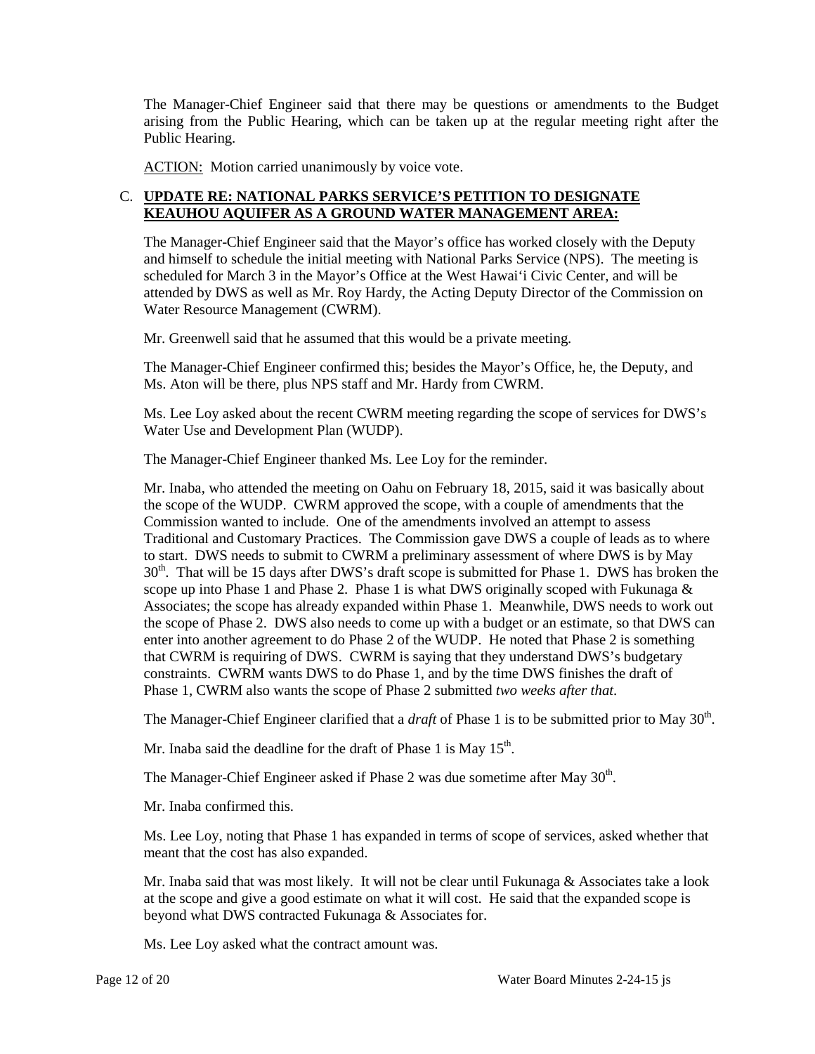The Manager-Chief Engineer said that there may be questions or amendments to the Budget arising from the Public Hearing, which can be taken up at the regular meeting right after the Public Hearing.

ACTION: Motion carried unanimously by voice vote.

C. **UPDATE RE: NATIONAL PARKS SERVICE'S PETITION TO DESIGNATE KEAUHOU AQUIFER AS A GROUND WATER MANAGEMENT AREA:**

The Manager-Chief Engineer said that the Mayor's office has worked closely with the Deputy and himself to schedule the initial meeting with National Parks Service (NPS). The meeting is scheduled for March 3 in the Mayor's Office at the West Hawai'i Civic Center, and will be attended by DWS as well as Mr. Roy Hardy, the Acting Deputy Director of the Commission on Water Resource Management (CWRM).

Mr. Greenwell said that he assumed that this would be a private meeting.

The Manager-Chief Engineer confirmed this; besides the Mayor's Office, he, the Deputy, and Ms. Aton will be there, plus NPS staff and Mr. Hardy from CWRM.

Ms. Lee Loy asked about the recent CWRM meeting regarding the scope of services for DWS's Water Use and Development Plan (WUDP).

The Manager-Chief Engineer thanked Ms. Lee Loy for the reminder.

Mr. Inaba, who attended the meeting on Oahu on February 18, 2015, said it was basically about the scope of the WUDP. CWRM approved the scope, with a couple of amendments that the Commission wanted to include. One of the amendments involved an attempt to assess Traditional and Customary Practices. The Commission gave DWS a couple of leads as to where to start. DWS needs to submit to CWRM a preliminary assessment of where DWS is by May 30th. That will be 15 days after DWS's draft scope is submitted for Phase 1. DWS has broken the scope up into Phase 1 and Phase 2. Phase 1 is what DWS originally scoped with Fukunaga & Associates; the scope has already expanded within Phase 1. Meanwhile, DWS needs to work out the scope of Phase 2. DWS also needs to come up with a budget or an estimate, so that DWS can enter into another agreement to do Phase 2 of the WUDP. He noted that Phase 2 is something that CWRM is requiring of DWS. CWRM is saying that they understand DWS's budgetary constraints. CWRM wants DWS to do Phase 1, and by the time DWS finishes the draft of Phase 1, CWRM also wants the scope of Phase 2 submitted *two weeks after that*.

The Manager-Chief Engineer clarified that a *draft* of Phase 1 is to be submitted prior to May 30th.

Mr. Inaba said the deadline for the draft of Phase 1 is May 15th.

The Manager-Chief Engineer asked if Phase 2 was due sometime after May 30th.

Mr. Inaba confirmed this.

Ms. Lee Loy, noting that Phase 1 has expanded in terms of scope of services, asked whether that meant that the cost has also expanded.

Mr. Inaba said that was most likely. It will not be clear until Fukunaga & Associates take a look at the scope and give a good estimate on what it will cost. He said that the expanded scope is beyond what DWS contracted Fukunaga & Associates for.

Ms. Lee Loy asked what the contract amount was.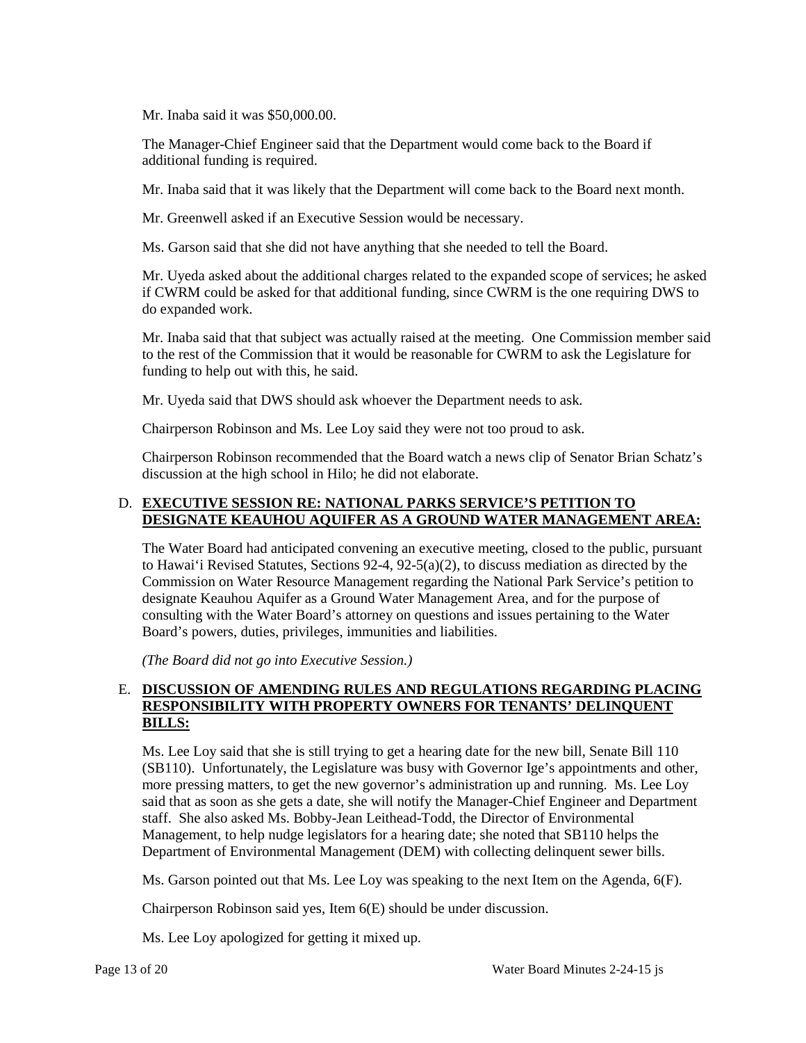Mr. Inaba said it was $50,000.00.

The Manager-Chief Engineer said that the Department would come back to the Board if additional funding is required.

Mr. Inaba said that it was likely that the Department will come back to the Board next month.

Mr. Greenwell asked if an Executive Session would be necessary.

Ms. Garson said that she did not have anything that she needed to tell the Board.

Mr. Uyeda asked about the additional charges related to the expanded scope of services; he asked if CWRM could be asked for that additional funding, since CWRM is the one requiring DWS to do expanded work.

Mr. Inaba said that that subject was actually raised at the meeting. One Commission member said to the rest of the Commission that it would be reasonable for CWRM to ask the Legislature for funding to help out with this, he said.

Mr. Uyeda said that DWS should ask whoever the Department needs to ask.

Chairperson Robinson and Ms. Lee Loy said they were not too proud to ask.

Chairperson Robinson recommended that the Board watch a news clip of Senator Brian Schatz's discussion at the high school in Hilo; he did not elaborate.

D. **EXECUTIVE SESSION RE: NATIONAL PARKS SERVICE'S PETITION TO DESIGNATE KEAUHOU AQUIFER AS A GROUND WATER MANAGEMENT AREA:**

The Water Board had anticipated convening an executive meeting, closed to the public, pursuant to Hawai'i Revised Statutes, Sections 92-4, 92-5(a)(2), to discuss mediation as directed by the Commission on Water Resource Management regarding the National Park Service's petition to designate Keauhou Aquifer as a Ground Water Management Area, and for the purpose of consulting with the Water Board's attorney on questions and issues pertaining to the Water Board's powers, duties, privileges, immunities and liabilities.

*(The Board did not go into Executive Session.)*

E. **DISCUSSION OF AMENDING RULES AND REGULATIONS REGARDING PLACING RESPONSIBILITY WITH PROPERTY OWNERS FOR TENANTS' DELINQUENT BILLS:**

Ms. Lee Loy said that she is still trying to get a hearing date for the new bill, Senate Bill 110 (SB110). Unfortunately, the Legislature was busy with Governor Ige's appointments and other, more pressing matters, to get the new governor's administration up and running. Ms. Lee Loy said that as soon as she gets a date, she will notify the Manager-Chief Engineer and Department staff. She also asked Ms. Bobby-Jean Leithead-Todd, the Director of Environmental Management, to help nudge legislators for a hearing date; she noted that SB110 helps the Department of Environmental Management (DEM) with collecting delinquent sewer bills.

Ms. Garson pointed out that Ms. Lee Loy was speaking to the next Item on the Agenda, 6(F).

Chairperson Robinson said yes, Item 6(E) should be under discussion.

Ms. Lee Loy apologized for getting it mixed up.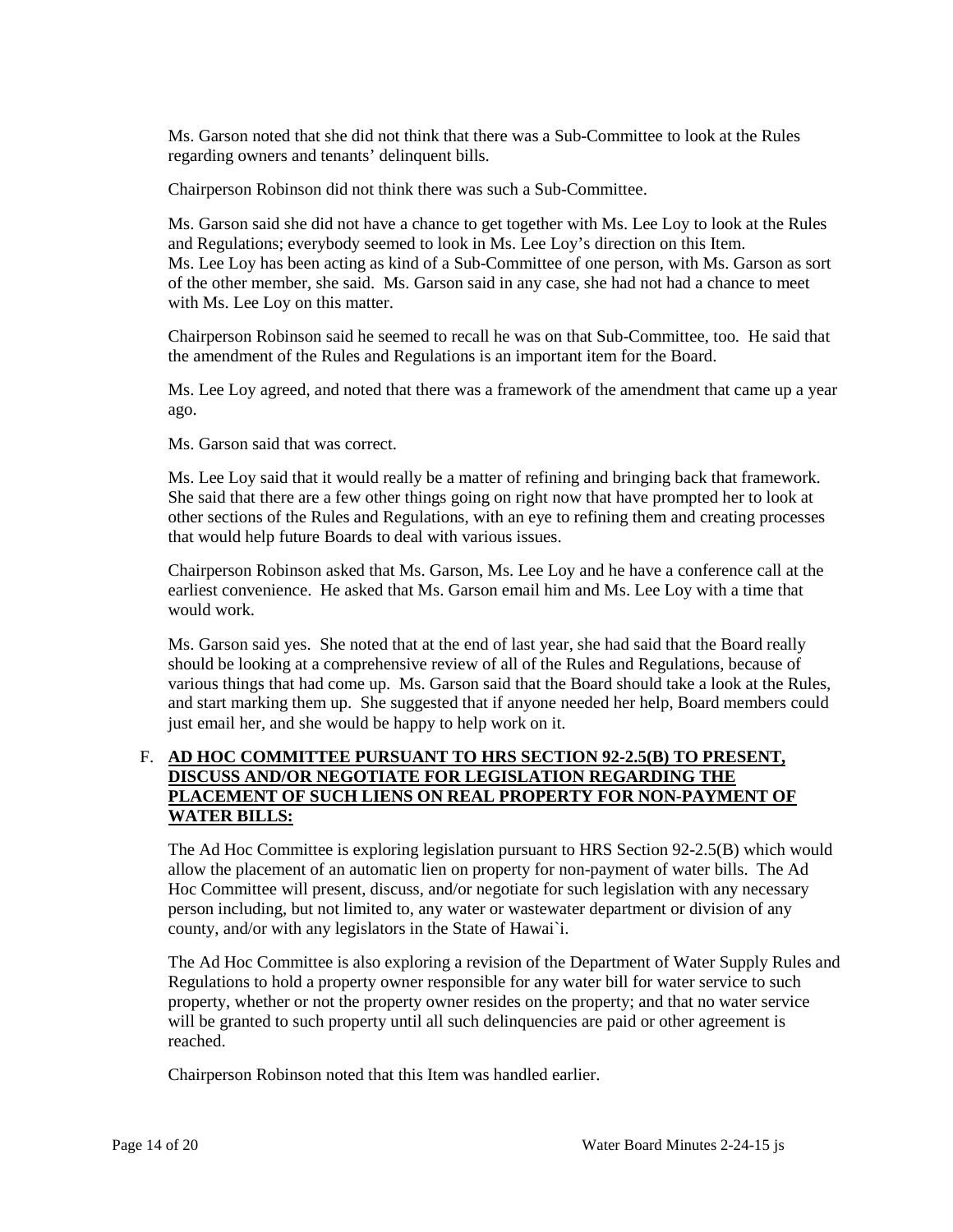Ms. Garson noted that she did not think that there was a Sub-Committee to look at the Rules regarding owners and tenants' delinquent bills.

Chairperson Robinson did not think there was such a Sub-Committee.

Ms. Garson said she did not have a chance to get together with Ms. Lee Loy to look at the Rules and Regulations; everybody seemed to look in Ms. Lee Loy's direction on this Item. Ms. Lee Loy has been acting as kind of a Sub-Committee of one person, with Ms. Garson as sort of the other member, she said. Ms. Garson said in any case, she had not had a chance to meet with Ms. Lee Loy on this matter.

Chairperson Robinson said he seemed to recall he was on that Sub-Committee, too. He said that the amendment of the Rules and Regulations is an important item for the Board.

Ms. Lee Loy agreed, and noted that there was a framework of the amendment that came up a year ago.

Ms. Garson said that was correct.

Ms. Lee Loy said that it would really be a matter of refining and bringing back that framework. She said that there are a few other things going on right now that have prompted her to look at other sections of the Rules and Regulations, with an eye to refining them and creating processes that would help future Boards to deal with various issues.

Chairperson Robinson asked that Ms. Garson, Ms. Lee Loy and he have a conference call at the earliest convenience. He asked that Ms. Garson email him and Ms. Lee Loy with a time that would work.

Ms. Garson said yes. She noted that at the end of last year, she had said that the Board really should be looking at a comprehensive review of all of the Rules and Regulations, because of various things that had come up. Ms. Garson said that the Board should take a look at the Rules, and start marking them up. She suggested that if anyone needed her help, Board members could just email her, and she would be happy to help work on it.

F. **AD HOC COMMITTEE PURSUANT TO HRS SECTION 92-2.5(B) TO PRESENT, DISCUSS AND/OR NEGOTIATE FOR LEGISLATION REGARDING THE PLACEMENT OF SUCH LIENS ON REAL PROPERTY FOR NON-PAYMENT OF WATER BILLS:**

The Ad Hoc Committee is exploring legislation pursuant to HRS Section 92-2.5(B) which would allow the placement of an automatic lien on property for non-payment of water bills. The Ad Hoc Committee will present, discuss, and/or negotiate for such legislation with any necessary person including, but not limited to, any water or wastewater department or division of any county, and/or with any legislators in the State of Hawai`i.

The Ad Hoc Committee is also exploring a revision of the Department of Water Supply Rules and Regulations to hold a property owner responsible for any water bill for water service to such property, whether or not the property owner resides on the property; and that no water service will be granted to such property until all such delinquencies are paid or other agreement is reached.

Chairperson Robinson noted that this Item was handled earlier.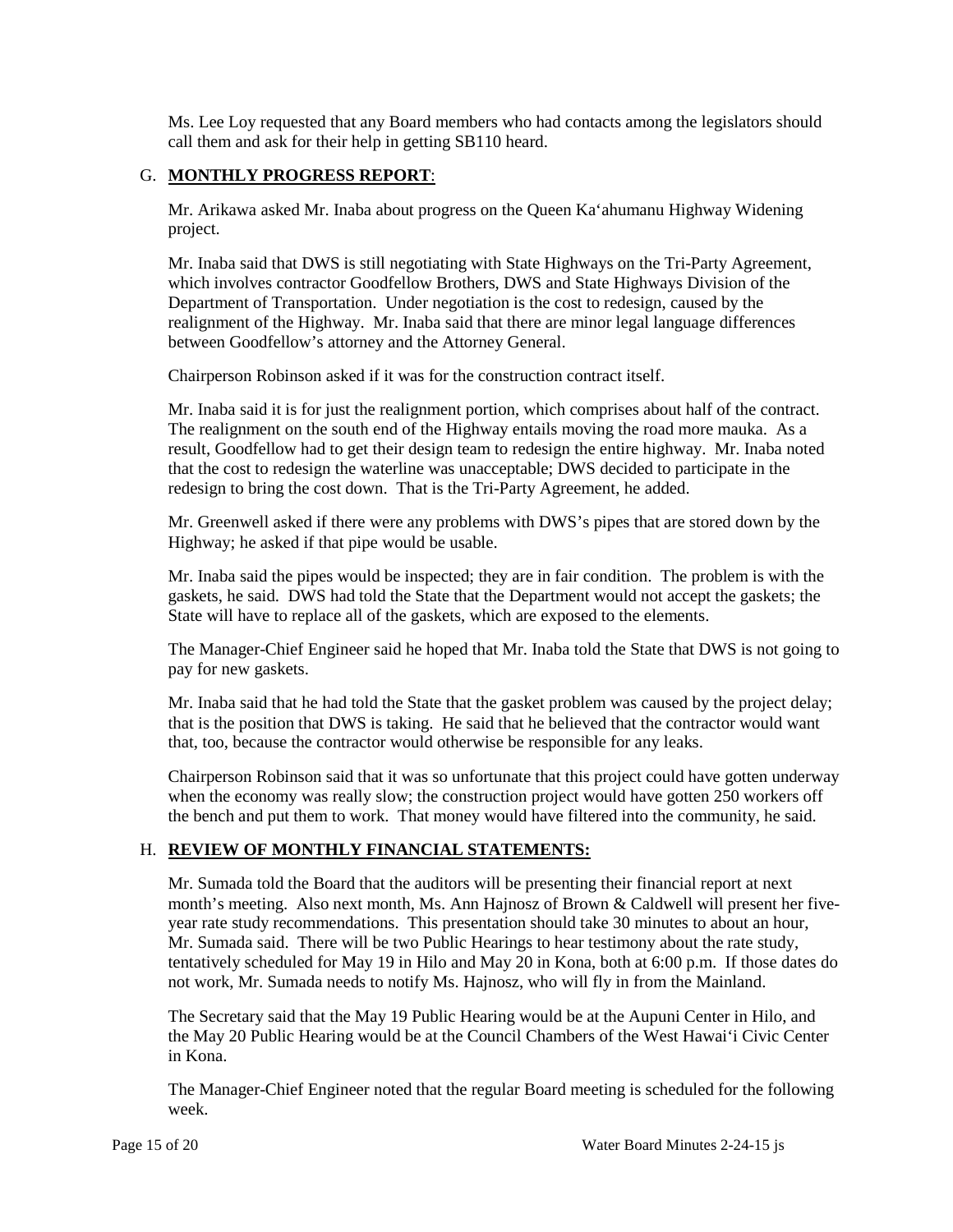Ms. Lee Loy requested that any Board members who had contacts among the legislators should call them and ask for their help in getting SB110 heard.

## G. **MONTHLY PROGRESS REPORT**:

Mr. Arikawa asked Mr. Inaba about progress on the Queen Ka'ahumanu Highway Widening project.

Mr. Inaba said that DWS is still negotiating with State Highways on the Tri-Party Agreement, which involves contractor Goodfellow Brothers, DWS and State Highways Division of the Department of Transportation. Under negotiation is the cost to redesign, caused by the realignment of the Highway. Mr. Inaba said that there are minor legal language differences between Goodfellow's attorney and the Attorney General.

Chairperson Robinson asked if it was for the construction contract itself.

Mr. Inaba said it is for just the realignment portion, which comprises about half of the contract. The realignment on the south end of the Highway entails moving the road more mauka. As a result, Goodfellow had to get their design team to redesign the entire highway. Mr. Inaba noted that the cost to redesign the waterline was unacceptable; DWS decided to participate in the redesign to bring the cost down. That is the Tri-Party Agreement, he added.

Mr. Greenwell asked if there were any problems with DWS's pipes that are stored down by the Highway; he asked if that pipe would be usable.

Mr. Inaba said the pipes would be inspected; they are in fair condition. The problem is with the gaskets, he said. DWS had told the State that the Department would not accept the gaskets; the State will have to replace all of the gaskets, which are exposed to the elements.

The Manager-Chief Engineer said he hoped that Mr. Inaba told the State that DWS is not going to pay for new gaskets.

Mr. Inaba said that he had told the State that the gasket problem was caused by the project delay; that is the position that DWS is taking. He said that he believed that the contractor would want that, too, because the contractor would otherwise be responsible for any leaks.

Chairperson Robinson said that it was so unfortunate that this project could have gotten underway when the economy was really slow; the construction project would have gotten 250 workers off the bench and put them to work. That money would have filtered into the community, he said.

## H. **REVIEW OF MONTHLY FINANCIAL STATEMENTS:**

Mr. Sumada told the Board that the auditors will be presenting their financial report at next month's meeting. Also next month, Ms. Ann Hajnosz of Brown & Caldwell will present her five-year rate study recommendations. This presentation should take 30 minutes to about an hour, Mr. Sumada said. There will be two Public Hearings to hear testimony about the rate study, tentatively scheduled for May 19 in Hilo and May 20 in Kona, both at 6:00 p.m. If those dates do not work, Mr. Sumada needs to notify Ms. Hajnosz, who will fly in from the Mainland.

The Secretary said that the May 19 Public Hearing would be at the Aupuni Center in Hilo, and the May 20 Public Hearing would be at the Council Chambers of the West Hawai'i Civic Center in Kona.

The Manager-Chief Engineer noted that the regular Board meeting is scheduled for the following week.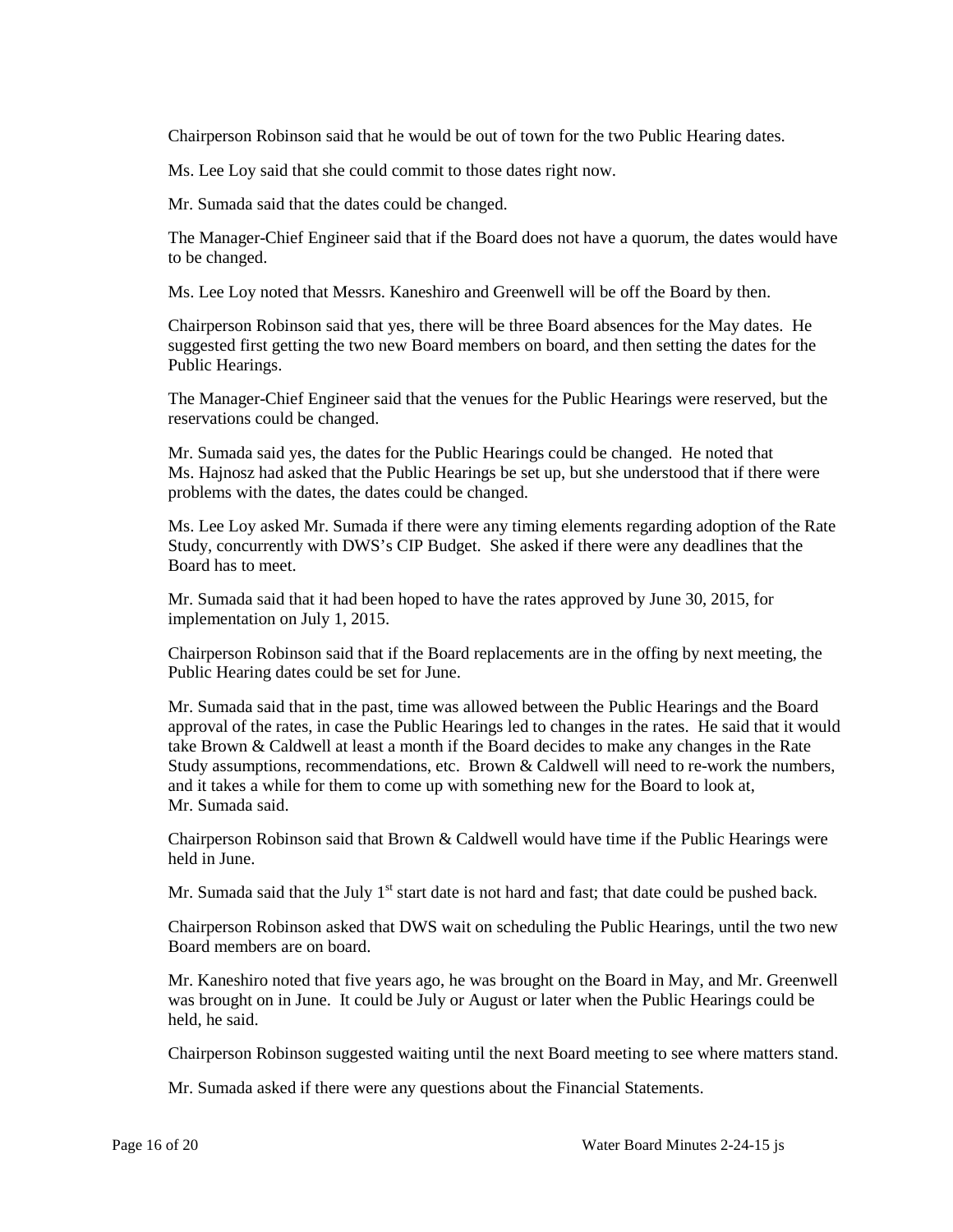Chairperson Robinson said that he would be out of town for the two Public Hearing dates.

Ms. Lee Loy said that she could commit to those dates right now.

Mr. Sumada said that the dates could be changed.

The Manager-Chief Engineer said that if the Board does not have a quorum, the dates would have to be changed.

Ms. Lee Loy noted that Messrs. Kaneshiro and Greenwell will be off the Board by then.

Chairperson Robinson said that yes, there will be three Board absences for the May dates. He suggested first getting the two new Board members on board, and then setting the dates for the Public Hearings.

The Manager-Chief Engineer said that the venues for the Public Hearings were reserved, but the reservations could be changed.

Mr. Sumada said yes, the dates for the Public Hearings could be changed. He noted that Ms. Hajnosz had asked that the Public Hearings be set up, but she understood that if there were problems with the dates, the dates could be changed.

Ms. Lee Loy asked Mr. Sumada if there were any timing elements regarding adoption of the Rate Study, concurrently with DWS's CIP Budget. She asked if there were any deadlines that the Board has to meet.

Mr. Sumada said that it had been hoped to have the rates approved by June 30, 2015, for implementation on July 1, 2015.

Chairperson Robinson said that if the Board replacements are in the offing by next meeting, the Public Hearing dates could be set for June.

Mr. Sumada said that in the past, time was allowed between the Public Hearings and the Board approval of the rates, in case the Public Hearings led to changes in the rates. He said that it would take Brown & Caldwell at least a month if the Board decides to make any changes in the Rate Study assumptions, recommendations, etc. Brown & Caldwell will need to re-work the numbers, and it takes a while for them to come up with something new for the Board to look at, Mr. Sumada said.

Chairperson Robinson said that Brown & Caldwell would have time if the Public Hearings were held in June.

Mr. Sumada said that the July 1st start date is not hard and fast; that date could be pushed back.

Chairperson Robinson asked that DWS wait on scheduling the Public Hearings, until the two new Board members are on board.

Mr. Kaneshiro noted that five years ago, he was brought on the Board in May, and Mr. Greenwell was brought on in June. It could be July or August or later when the Public Hearings could be held, he said.

Chairperson Robinson suggested waiting until the next Board meeting to see where matters stand.

Mr. Sumada asked if there were any questions about the Financial Statements.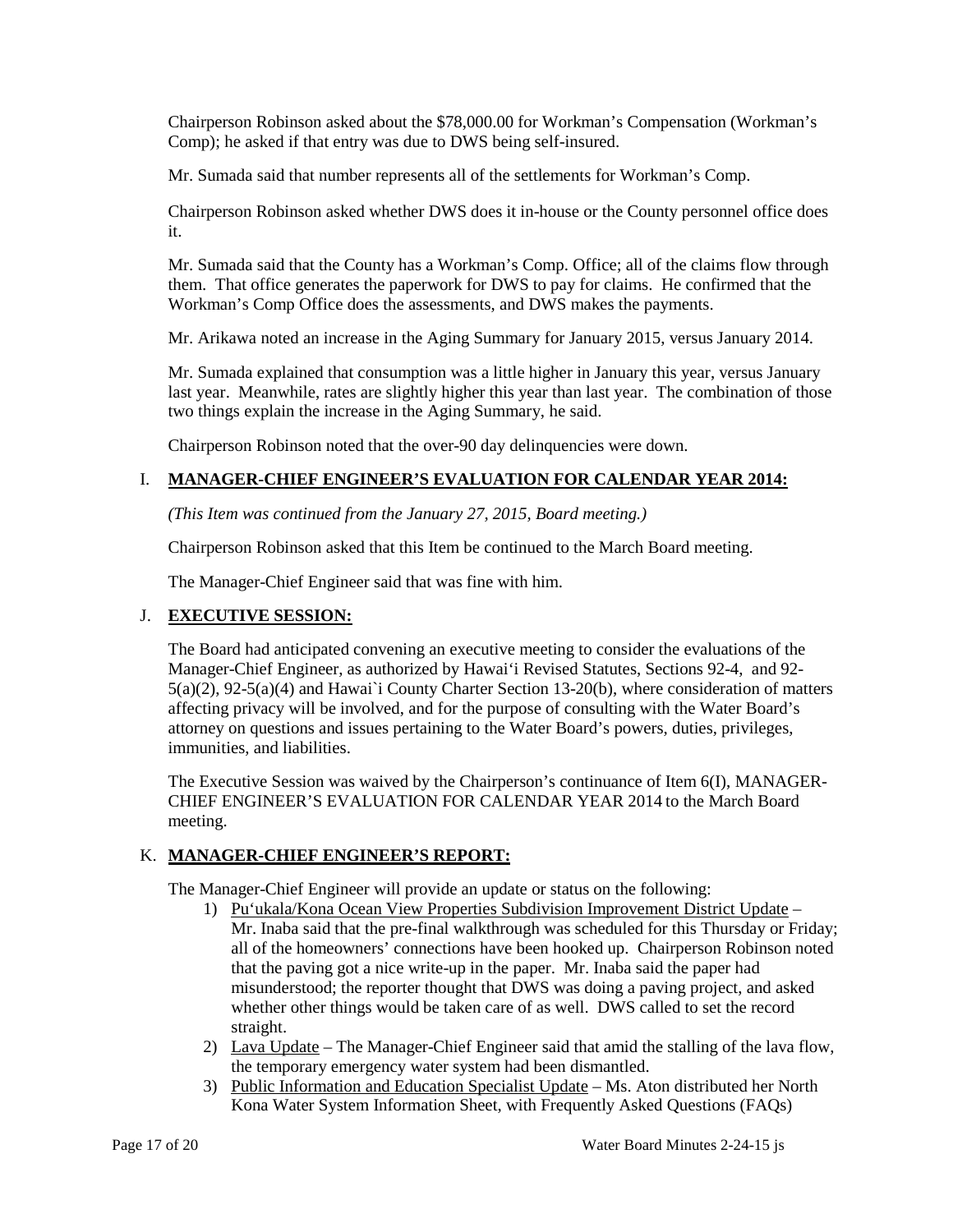Chairperson Robinson asked about the $78,000.00 for Workman's Compensation (Workman's Comp); he asked if that entry was due to DWS being self-insured.

Mr. Sumada said that number represents all of the settlements for Workman's Comp.

Chairperson Robinson asked whether DWS does it in-house or the County personnel office does it.

Mr. Sumada said that the County has a Workman's Comp. Office; all of the claims flow through them. That office generates the paperwork for DWS to pay for claims. He confirmed that the Workman's Comp Office does the assessments, and DWS makes the payments.

Mr. Arikawa noted an increase in the Aging Summary for January 2015, versus January 2014.

Mr. Sumada explained that consumption was a little higher in January this year, versus January last year. Meanwhile, rates are slightly higher this year than last year. The combination of those two things explain the increase in the Aging Summary, he said.

Chairperson Robinson noted that the over-90 day delinquencies were down.

## I. MANAGER-CHIEF ENGINEER'S EVALUATION FOR CALENDAR YEAR 2014:

*(This Item was continued from the January 27, 2015, Board meeting.)*

Chairperson Robinson asked that this Item be continued to the March Board meeting.

The Manager-Chief Engineer said that was fine with him.

## J. EXECUTIVE SESSION:

The Board had anticipated convening an executive meeting to consider the evaluations of the Manager-Chief Engineer, as authorized by Hawai'i Revised Statutes, Sections 92-4, and 92-5(a)(2), 92-5(a)(4) and Hawai`i County Charter Section 13-20(b), where consideration of matters affecting privacy will be involved, and for the purpose of consulting with the Water Board's attorney on questions and issues pertaining to the Water Board's powers, duties, privileges, immunities, and liabilities.

The Executive Session was waived by the Chairperson's continuance of Item 6(I), MANAGER-CHIEF ENGINEER'S EVALUATION FOR CALENDAR YEAR 2014 to the March Board meeting.

## K. MANAGER-CHIEF ENGINEER'S REPORT:

The Manager-Chief Engineer will provide an update or status on the following:

1) Pu'ukala/Kona Ocean View Properties Subdivision Improvement District Update – Mr. Inaba said that the pre-final walkthrough was scheduled for this Thursday or Friday; all of the homeowners' connections have been hooked up. Chairperson Robinson noted that the paving got a nice write-up in the paper. Mr. Inaba said the paper had misunderstood; the reporter thought that DWS was doing a paving project, and asked whether other things would be taken care of as well. DWS called to set the record straight.
2) Lava Update – The Manager-Chief Engineer said that amid the stalling of the lava flow, the temporary emergency water system had been dismantled.
3) Public Information and Education Specialist Update – Ms. Aton distributed her North Kona Water System Information Sheet, with Frequently Asked Questions (FAQs)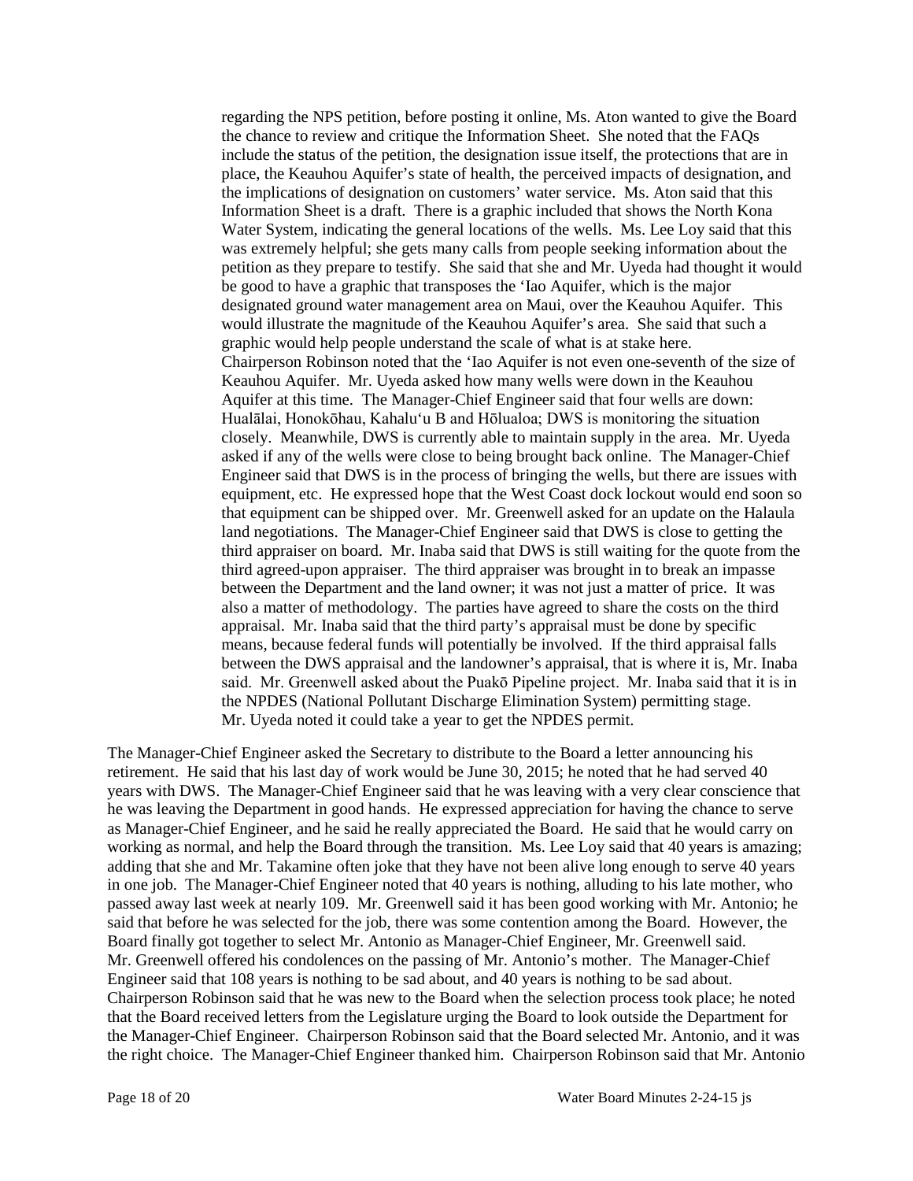regarding the NPS petition, before posting it online, Ms. Aton wanted to give the Board the chance to review and critique the Information Sheet. She noted that the FAQs include the status of the petition, the designation issue itself, the protections that are in place, the Keauhou Aquifer's state of health, the perceived impacts of designation, and the implications of designation on customers' water service. Ms. Aton said that this Information Sheet is a draft. There is a graphic included that shows the North Kona Water System, indicating the general locations of the wells. Ms. Lee Loy said that this was extremely helpful; she gets many calls from people seeking information about the petition as they prepare to testify. She said that she and Mr. Uyeda had thought it would be good to have a graphic that transposes the 'Iao Aquifer, which is the major designated ground water management area on Maui, over the Keauhou Aquifer. This would illustrate the magnitude of the Keauhou Aquifer's area. She said that such a graphic would help people understand the scale of what is at stake here. Chairperson Robinson noted that the 'Iao Aquifer is not even one-seventh of the size of Keauhou Aquifer. Mr. Uyeda asked how many wells were down in the Keauhou Aquifer at this time. The Manager-Chief Engineer said that four wells are down: Hualālai, Honokōhau, Kahalu'u B and Hōlualoa; DWS is monitoring the situation closely. Meanwhile, DWS is currently able to maintain supply in the area. Mr. Uyeda asked if any of the wells were close to being brought back online. The Manager-Chief Engineer said that DWS is in the process of bringing the wells, but there are issues with equipment, etc. He expressed hope that the West Coast dock lockout would end soon so that equipment can be shipped over. Mr. Greenwell asked for an update on the Halaula land negotiations. The Manager-Chief Engineer said that DWS is close to getting the third appraiser on board. Mr. Inaba said that DWS is still waiting for the quote from the third agreed-upon appraiser. The third appraiser was brought in to break an impasse between the Department and the land owner; it was not just a matter of price. It was also a matter of methodology. The parties have agreed to share the costs on the third appraisal. Mr. Inaba said that the third party's appraisal must be done by specific means, because federal funds will potentially be involved. If the third appraisal falls between the DWS appraisal and the landowner's appraisal, that is where it is, Mr. Inaba said. Mr. Greenwell asked about the Puakō Pipeline project. Mr. Inaba said that it is in the NPDES (National Pollutant Discharge Elimination System) permitting stage. Mr. Uyeda noted it could take a year to get the NPDES permit.

The Manager-Chief Engineer asked the Secretary to distribute to the Board a letter announcing his retirement. He said that his last day of work would be June 30, 2015; he noted that he had served 40 years with DWS. The Manager-Chief Engineer said that he was leaving with a very clear conscience that he was leaving the Department in good hands. He expressed appreciation for having the chance to serve as Manager-Chief Engineer, and he said he really appreciated the Board. He said that he would carry on working as normal, and help the Board through the transition. Ms. Lee Loy said that 40 years is amazing; adding that she and Mr. Takamine often joke that they have not been alive long enough to serve 40 years in one job. The Manager-Chief Engineer noted that 40 years is nothing, alluding to his late mother, who passed away last week at nearly 109. Mr. Greenwell said it has been good working with Mr. Antonio; he said that before he was selected for the job, there was some contention among the Board. However, the Board finally got together to select Mr. Antonio as Manager-Chief Engineer, Mr. Greenwell said. Mr. Greenwell offered his condolences on the passing of Mr. Antonio's mother. The Manager-Chief Engineer said that 108 years is nothing to be sad about, and 40 years is nothing to be sad about. Chairperson Robinson said that he was new to the Board when the selection process took place; he noted that the Board received letters from the Legislature urging the Board to look outside the Department for the Manager-Chief Engineer. Chairperson Robinson said that the Board selected Mr. Antonio, and it was the right choice. The Manager-Chief Engineer thanked him. Chairperson Robinson said that Mr. Antonio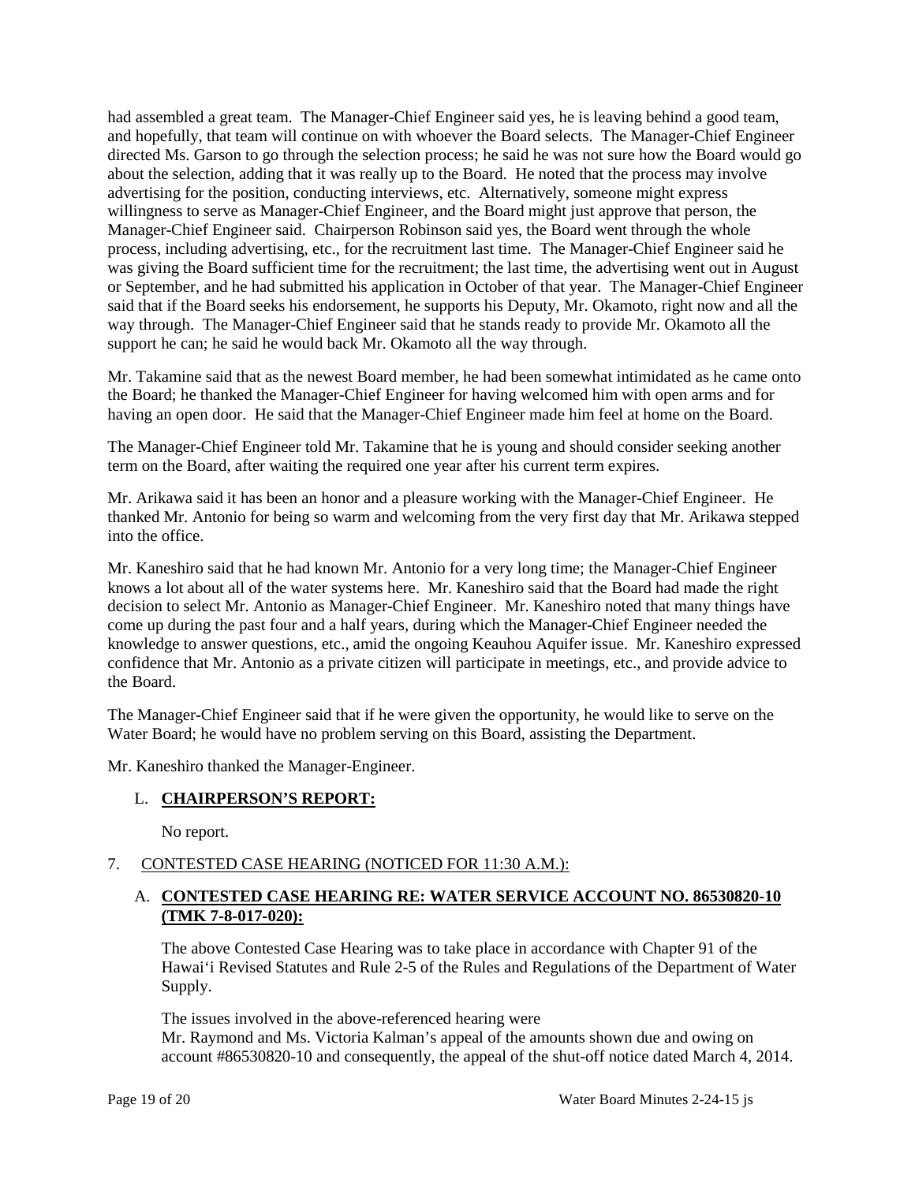had assembled a great team. The Manager-Chief Engineer said yes, he is leaving behind a good team, and hopefully, that team will continue on with whoever the Board selects. The Manager-Chief Engineer directed Ms. Garson to go through the selection process; he said he was not sure how the Board would go about the selection, adding that it was really up to the Board. He noted that the process may involve advertising for the position, conducting interviews, etc. Alternatively, someone might express willingness to serve as Manager-Chief Engineer, and the Board might just approve that person, the Manager-Chief Engineer said. Chairperson Robinson said yes, the Board went through the whole process, including advertising, etc., for the recruitment last time. The Manager-Chief Engineer said he was giving the Board sufficient time for the recruitment; the last time, the advertising went out in August or September, and he had submitted his application in October of that year. The Manager-Chief Engineer said that if the Board seeks his endorsement, he supports his Deputy, Mr. Okamoto, right now and all the way through. The Manager-Chief Engineer said that he stands ready to provide Mr. Okamoto all the support he can; he said he would back Mr. Okamoto all the way through.

Mr. Takamine said that as the newest Board member, he had been somewhat intimidated as he came onto the Board; he thanked the Manager-Chief Engineer for having welcomed him with open arms and for having an open door. He said that the Manager-Chief Engineer made him feel at home on the Board.

The Manager-Chief Engineer told Mr. Takamine that he is young and should consider seeking another term on the Board, after waiting the required one year after his current term expires.

Mr. Arikawa said it has been an honor and a pleasure working with the Manager-Chief Engineer. He thanked Mr. Antonio for being so warm and welcoming from the very first day that Mr. Arikawa stepped into the office.

Mr. Kaneshiro said that he had known Mr. Antonio for a very long time; the Manager-Chief Engineer knows a lot about all of the water systems here. Mr. Kaneshiro said that the Board had made the right decision to select Mr. Antonio as Manager-Chief Engineer. Mr. Kaneshiro noted that many things have come up during the past four and a half years, during which the Manager-Chief Engineer needed the knowledge to answer questions, etc., amid the ongoing Keauhou Aquifer issue. Mr. Kaneshiro expressed confidence that Mr. Antonio as a private citizen will participate in meetings, etc., and provide advice to the Board.

The Manager-Chief Engineer said that if he were given the opportunity, he would like to serve on the Water Board; he would have no problem serving on this Board, assisting the Department.

Mr. Kaneshiro thanked the Manager-Engineer.

L. **CHAIRPERSON'S REPORT:**

No report.

7. CONTESTED CASE HEARING (NOTICED FOR 11:30 A.M.):

A. **CONTESTED CASE HEARING RE: WATER SERVICE ACCOUNT NO. 86530820-10 (TMK 7-8-017-020):**

The above Contested Case Hearing was to take place in accordance with Chapter 91 of the Hawai'i Revised Statutes and Rule 2-5 of the Rules and Regulations of the Department of Water Supply.

The issues involved in the above-referenced hearing were
Mr. Raymond and Ms. Victoria Kalman's appeal of the amounts shown due and owing on account #86530820-10 and consequently, the appeal of the shut-off notice dated March 4, 2014.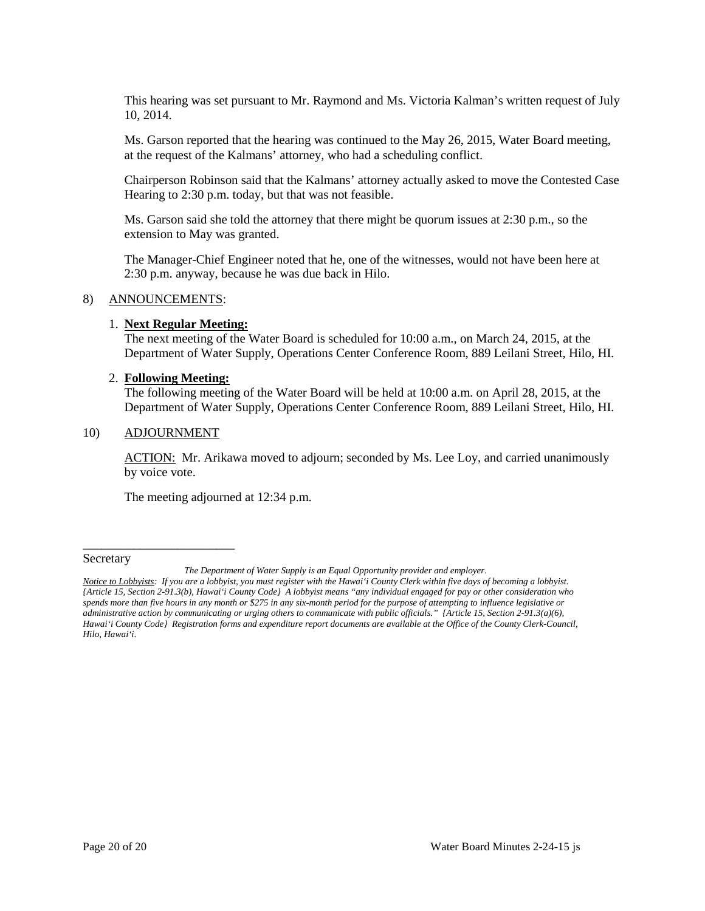This hearing was set pursuant to Mr. Raymond and Ms. Victoria Kalman's written request of July 10, 2014.

Ms. Garson reported that the hearing was continued to the May 26, 2015, Water Board meeting, at the request of the Kalmans' attorney, who had a scheduling conflict.

Chairperson Robinson said that the Kalmans' attorney actually asked to move the Contested Case Hearing to 2:30 p.m. today, but that was not feasible.

Ms. Garson said she told the attorney that there might be quorum issues at 2:30 p.m., so the extension to May was granted.

The Manager-Chief Engineer noted that he, one of the witnesses, would not have been here at 2:30 p.m. anyway, because he was due back in Hilo.

8) ANNOUNCEMENTS:

1. **Next Regular Meeting:**
   The next meeting of the Water Board is scheduled for 10:00 a.m., on March 24, 2015, at the Department of Water Supply, Operations Center Conference Room, 889 Leilani Street, Hilo, HI.

2. **Following Meeting:**
   The following meeting of the Water Board will be held at 10:00 a.m. on April 28, 2015, at the Department of Water Supply, Operations Center Conference Room, 889 Leilani Street, Hilo, HI.

10) ADJOURNMENT

ACTION: Mr. Arikawa moved to adjourn; seconded by Ms. Lee Loy, and carried unanimously by voice vote.

The meeting adjourned at 12:34 p.m.

\_\_\_\_\_\_\_\_\_\_\_\_\_\_\_\_\_\_\_\_\_\_\_\_\_

Secretary

*The Department of Water Supply is an Equal Opportunity provider and employer.*

*Notice to Lobbyists: If you are a lobbyist, you must register with the Hawai'i County Clerk within five days of becoming a lobbyist. {Article 15, Section 2-91.3(b), Hawai'i County Code} A lobbyist means "any individual engaged for pay or other consideration who spends more than five hours in any month or $275 in any six-month period for the purpose of attempting to influence legislative or administrative action by communicating or urging others to communicate with public officials." {Article 15, Section 2-91.3(a)(6), Hawai'i County Code} Registration forms and expenditure report documents are available at the Office of the County Clerk-Council, Hilo, Hawai'i.*